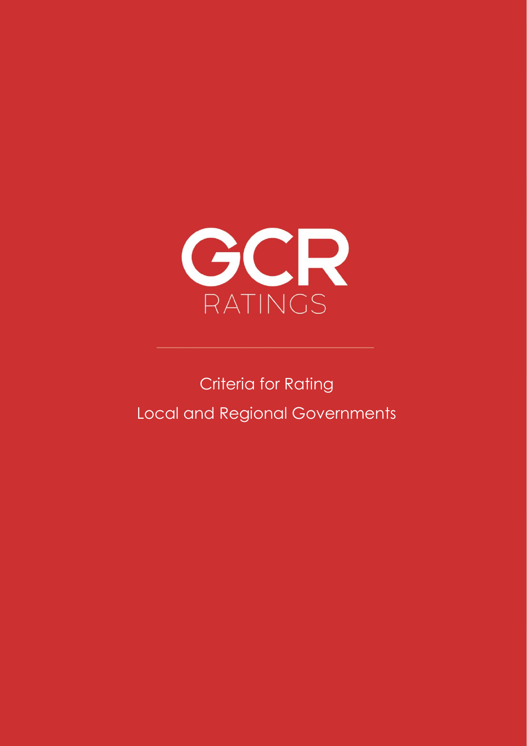GCR

RATINGS

---

Criteria for Rating

Local and Regional Governments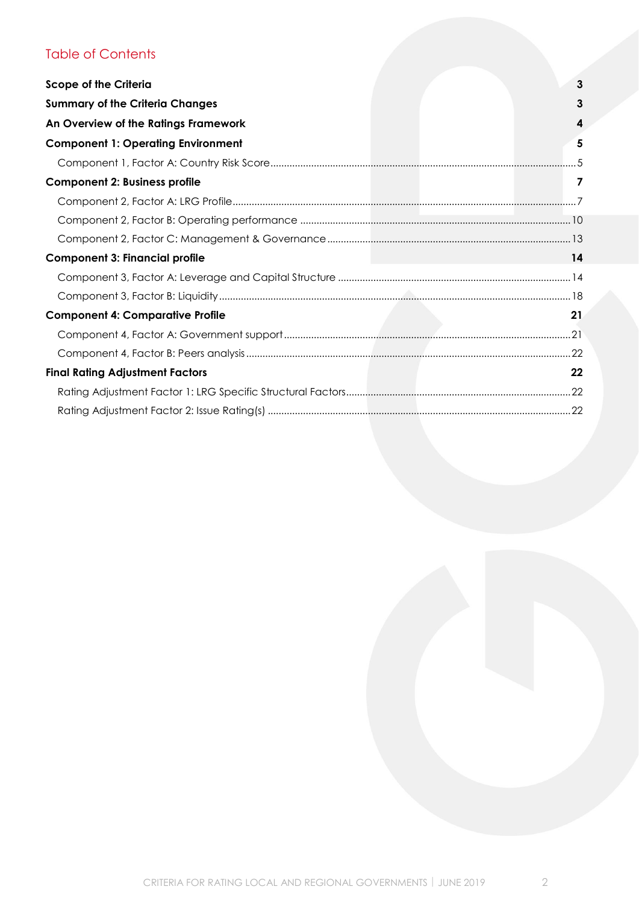## Table of Contents

**Scope of the Criteria** 3

**Summary of the Criteria Changes** 3

**An Overview of the Ratings Framework** 4

**Component 1: Operating Environment** 5

- Component 1, Factor A: Country Risk Score 5

**Component 2: Business profile** 7

- Component 2, Factor A: LRG Profile 7
- Component 2, Factor B: Operating performance 10
- Component 2, Factor C: Management & Governance 13

**Component 3: Financial profile** 14

- Component 3, Factor A: Leverage and Capital Structure 14
- Component 3, Factor B: Liquidity 18

**Component 4: Comparative Profile** 21

- Component 4, Factor A: Government support 21
- Component 4, Factor B: Peers analysis 22

**Final Rating Adjustment Factors** 22

- Rating Adjustment Factor 1: LRG Specific Structural Factors 22
- Rating Adjustment Factor 2: Issue Rating(s) 22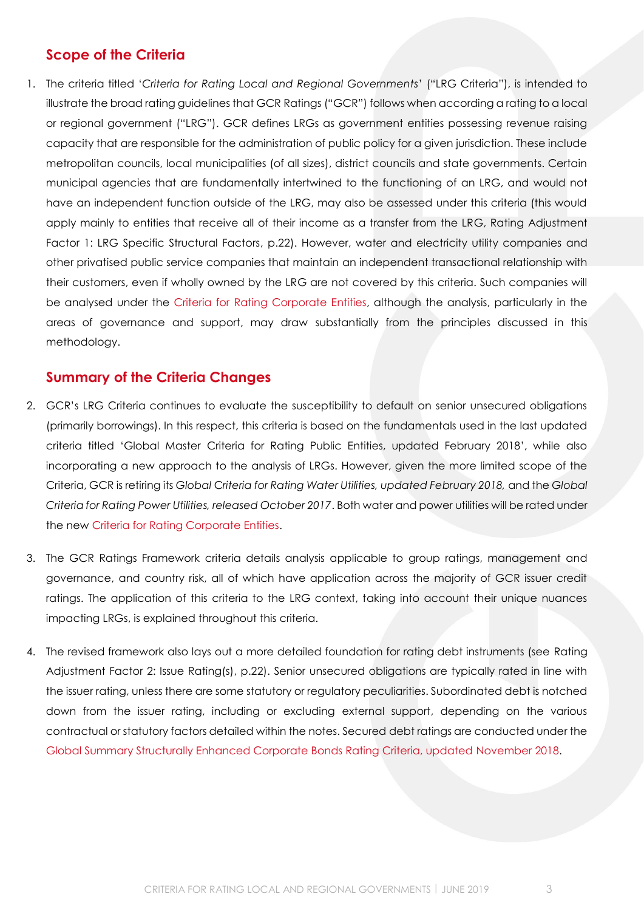## Scope of the Criteria

1. The criteria titled '*Criteria for Rating Local and Regional Governments*' ("LRG Criteria"), is intended to illustrate the broad rating guidelines that GCR Ratings ("GCR") follows when according a rating to a local or regional government ("LRG"). GCR defines LRGs as government entities possessing revenue raising capacity that are responsible for the administration of public policy for a given jurisdiction. These include metropolitan councils, local municipalities (of all sizes), district councils and state governments. Certain municipal agencies that are fundamentally intertwined to the functioning of an LRG, and would not have an independent function outside of the LRG, may also be assessed under this criteria (this would apply mainly to entities that receive all of their income as a transfer from the LRG, Rating Adjustment Factor 1: LRG Specific Structural Factors, p.22). However, water and electricity utility companies and other privatised public service companies that maintain an independent transactional relationship with their customers, even if wholly owned by the LRG are not covered by this criteria. Such companies will be analysed under the Criteria for Rating Corporate Entities, although the analysis, particularly in the areas of governance and support, may draw substantially from the principles discussed in this methodology.

## Summary of the Criteria Changes

2. GCR's LRG Criteria continues to evaluate the susceptibility to default on senior unsecured obligations (primarily borrowings). In this respect, this criteria is based on the fundamentals used in the last updated criteria titled 'Global Master Criteria for Rating Public Entities, updated February 2018', while also incorporating a new approach to the analysis of LRGs. However, given the more limited scope of the Criteria, GCR is retiring its *Global Criteria for Rating Water Utilities, updated February 2018,* and the *Global Criteria for Rating Power Utilities, released October 2017*. Both water and power utilities will be rated under the new Criteria for Rating Corporate Entities.

3. The GCR Ratings Framework criteria details analysis applicable to group ratings, management and governance, and country risk, all of which have application across the majority of GCR issuer credit ratings. The application of this criteria to the LRG context, taking into account their unique nuances impacting LRGs, is explained throughout this criteria.

4. The revised framework also lays out a more detailed foundation for rating debt instruments (see Rating Adjustment Factor 2: Issue Rating(s), p.22). Senior unsecured obligations are typically rated in line with the issuer rating, unless there are some statutory or regulatory peculiarities. Subordinated debt is notched down from the issuer rating, including or excluding external support, depending on the various contractual or statutory factors detailed within the notes. Secured debt ratings are conducted under the Global Summary Structurally Enhanced Corporate Bonds Rating Criteria, updated November 2018.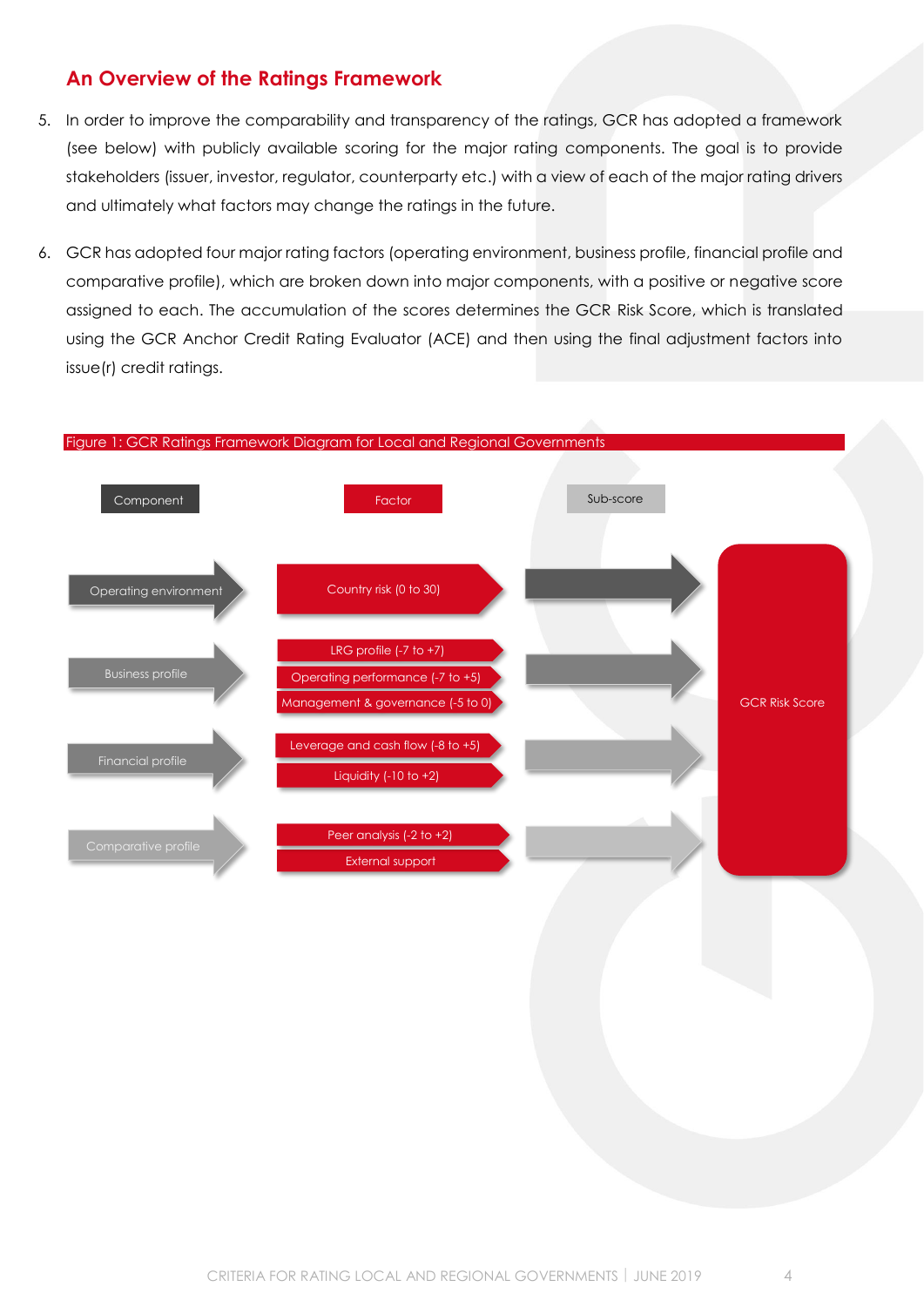## An Overview of the Ratings Framework

5. In order to improve the comparability and transparency of the ratings, GCR has adopted a framework (see below) with publicly available scoring for the major rating components. The goal is to provide stakeholders (issuer, investor, regulator, counterparty etc.) with a view of each of the major rating drivers and ultimately what factors may change the ratings in the future.

6. GCR has adopted four major rating factors (operating environment, business profile, financial profile and comparative profile), which are broken down into major components, with a positive or negative score assigned to each. The accumulation of the scores determines the GCR Risk Score, which is translated using the GCR Anchor Credit Rating Evaluator (ACE) and then using the final adjustment factors into issue(r) credit ratings.

Figure 1: GCR Ratings Framework Diagram for Local and Regional Governments

| Component | Factor | Sub-score | |
|---|---|---|---|
| Operating environment | Country risk (0 to 30) | | GCR Risk Score |
| Business profile | LRG profile (-7 to +7) | | |
| | Operating performance (-7 to +5) | | |
| | Management & governance (-5 to 0) | | |
| Financial profile | Leverage and cash flow (-8 to +5) | | |
| | Liquidity (-10 to +2) | | |
| Comparative profile | Peer analysis (-2 to +2) | | |
| | External support | | |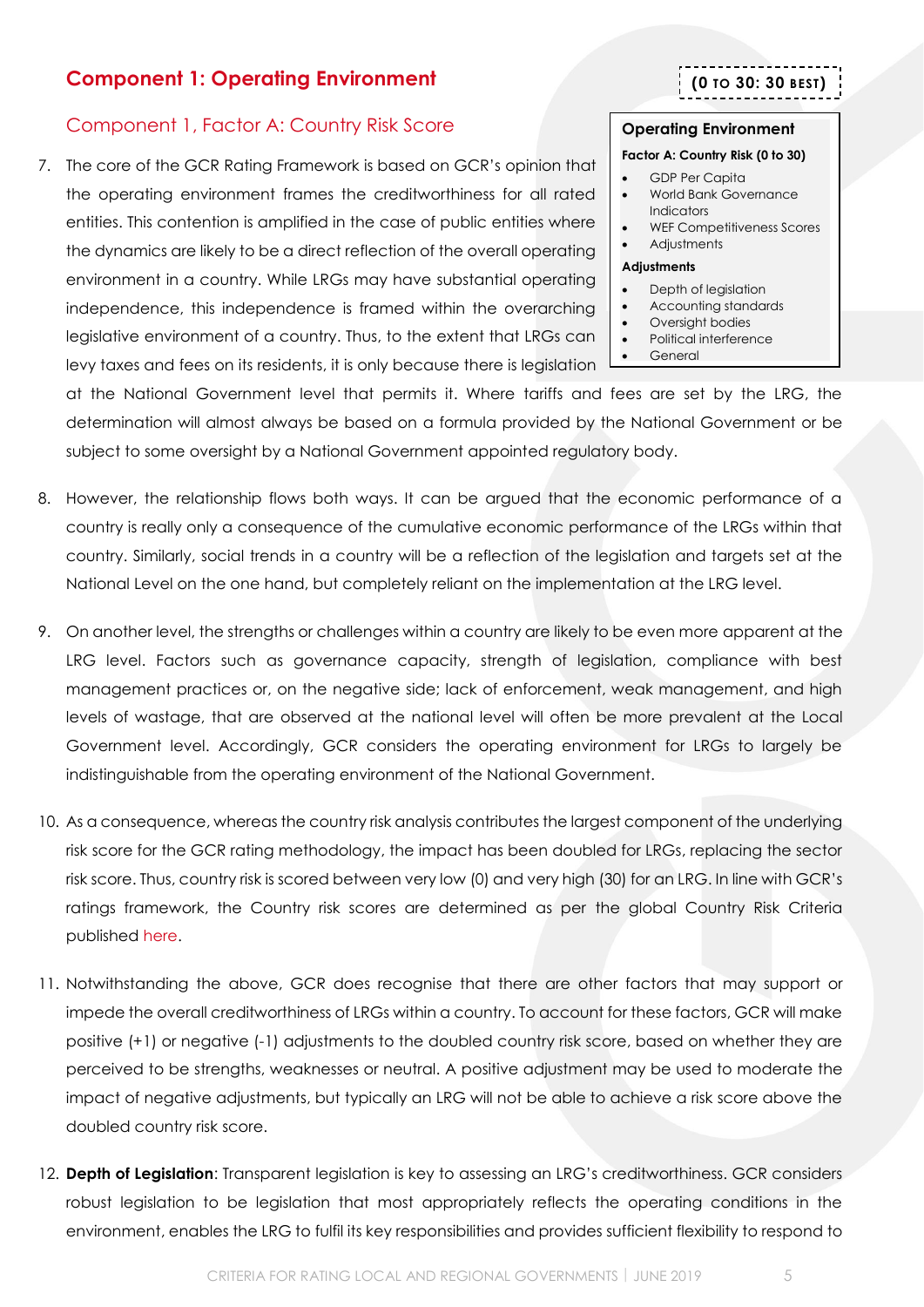## Component 1: Operating Environment

**(0 TO 30: 30 BEST)**

### Component 1, Factor A: Country Risk Score

**Operating Environment**

**Factor A: Country Risk (0 to 30)**

- GDP Per Capita
- World Bank Governance Indicators
- WEF Competitiveness Scores
- Adjustments

**Adjustments**

- Depth of legislation
- Accounting standards
- Oversight bodies
- Political interference
- General

7. The core of the GCR Rating Framework is based on GCR's opinion that the operating environment frames the creditworthiness for all rated entities. This contention is amplified in the case of public entities where the dynamics are likely to be a direct reflection of the overall operating environment in a country. While LRGs may have substantial operating independence, this independence is framed within the overarching legislative environment of a country. Thus, to the extent that LRGs can levy taxes and fees on its residents, it is only because there is legislation at the National Government level that permits it. Where tariffs and fees are set by the LRG, the determination will almost always be based on a formula provided by the National Government or be subject to some oversight by a National Government appointed regulatory body.

8. However, the relationship flows both ways. It can be argued that the economic performance of a country is really only a consequence of the cumulative economic performance of the LRGs within that country. Similarly, social trends in a country will be a reflection of the legislation and targets set at the National Level on the one hand, but completely reliant on the implementation at the LRG level.

9. On another level, the strengths or challenges within a country are likely to be even more apparent at the LRG level. Factors such as governance capacity, strength of legislation, compliance with best management practices or, on the negative side; lack of enforcement, weak management, and high levels of wastage, that are observed at the national level will often be more prevalent at the Local Government level. Accordingly, GCR considers the operating environment for LRGs to largely be indistinguishable from the operating environment of the National Government.

10. As a consequence, whereas the country risk analysis contributes the largest component of the underlying risk score for the GCR rating methodology, the impact has been doubled for LRGs, replacing the sector risk score. Thus, country risk is scored between very low (0) and very high (30) for an LRG. In line with GCR's ratings framework, the Country risk scores are determined as per the global Country Risk Criteria published here.

11. Notwithstanding the above, GCR does recognise that there are other factors that may support or impede the overall creditworthiness of LRGs within a country. To account for these factors, GCR will make positive (+1) or negative (-1) adjustments to the doubled country risk score, based on whether they are perceived to be strengths, weaknesses or neutral. A positive adjustment may be used to moderate the impact of negative adjustments, but typically an LRG will not be able to achieve a risk score above the doubled country risk score.

12. **Depth of Legislation**: Transparent legislation is key to assessing an LRG's creditworthiness. GCR considers robust legislation to be legislation that most appropriately reflects the operating conditions in the environment, enables the LRG to fulfil its key responsibilities and provides sufficient flexibility to respond to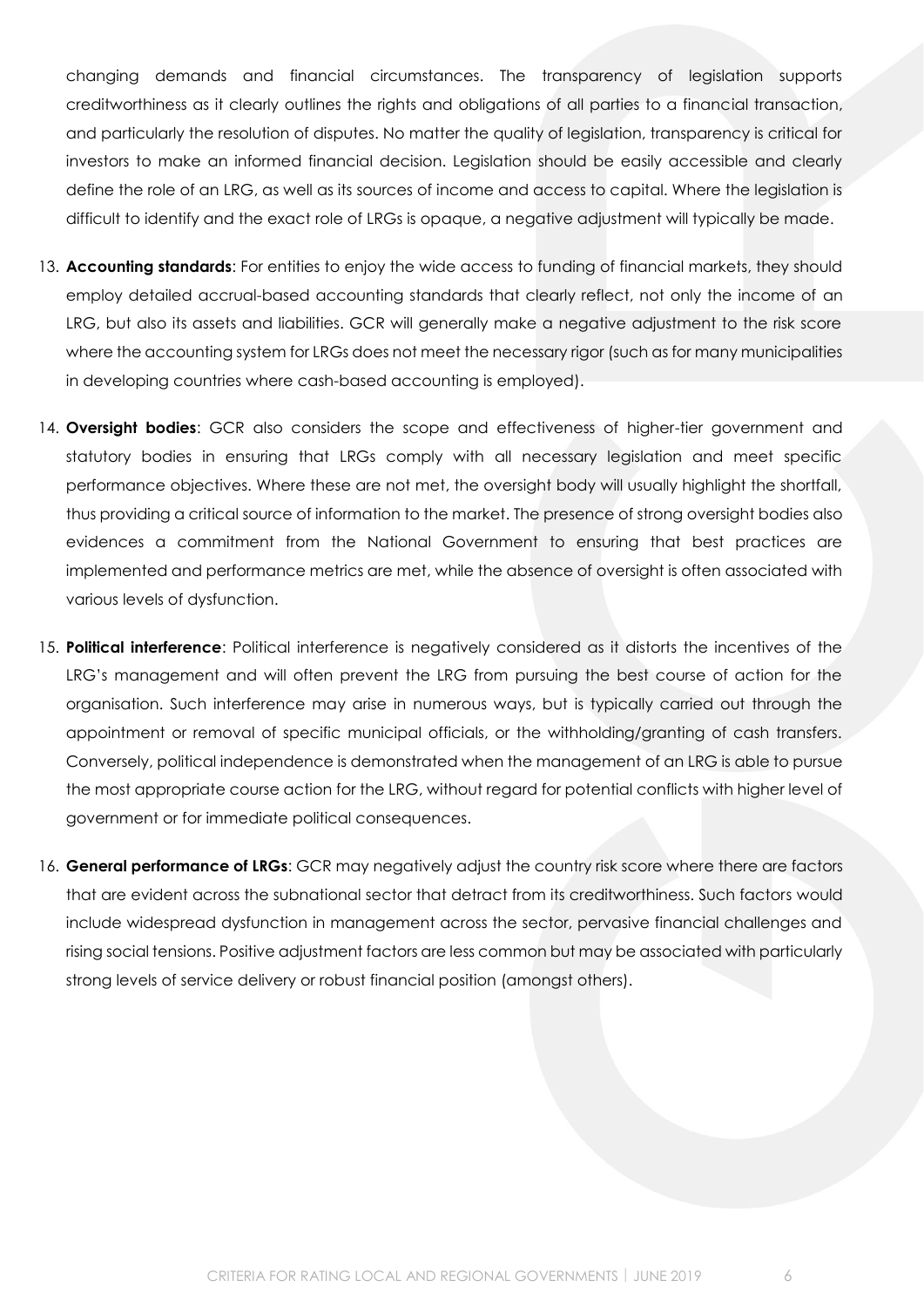changing demands and financial circumstances. The transparency of legislation supports creditworthiness as it clearly outlines the rights and obligations of all parties to a financial transaction, and particularly the resolution of disputes. No matter the quality of legislation, transparency is critical for investors to make an informed financial decision. Legislation should be easily accessible and clearly define the role of an LRG, as well as its sources of income and access to capital. Where the legislation is difficult to identify and the exact role of LRGs is opaque, a negative adjustment will typically be made.

13. **Accounting standards**: For entities to enjoy the wide access to funding of financial markets, they should employ detailed accrual-based accounting standards that clearly reflect, not only the income of an LRG, but also its assets and liabilities. GCR will generally make a negative adjustment to the risk score where the accounting system for LRGs does not meet the necessary rigor (such as for many municipalities in developing countries where cash-based accounting is employed).

14. **Oversight bodies**: GCR also considers the scope and effectiveness of higher-tier government and statutory bodies in ensuring that LRGs comply with all necessary legislation and meet specific performance objectives. Where these are not met, the oversight body will usually highlight the shortfall, thus providing a critical source of information to the market. The presence of strong oversight bodies also evidences a commitment from the National Government to ensuring that best practices are implemented and performance metrics are met, while the absence of oversight is often associated with various levels of dysfunction.

15. **Political interference**: Political interference is negatively considered as it distorts the incentives of the LRG's management and will often prevent the LRG from pursuing the best course of action for the organisation. Such interference may arise in numerous ways, but is typically carried out through the appointment or removal of specific municipal officials, or the withholding/granting of cash transfers. Conversely, political independence is demonstrated when the management of an LRG is able to pursue the most appropriate course action for the LRG, without regard for potential conflicts with higher level of government or for immediate political consequences.

16. **General performance of LRGs**: GCR may negatively adjust the country risk score where there are factors that are evident across the subnational sector that detract from its creditworthiness. Such factors would include widespread dysfunction in management across the sector, pervasive financial challenges and rising social tensions. Positive adjustment factors are less common but may be associated with particularly strong levels of service delivery or robust financial position (amongst others).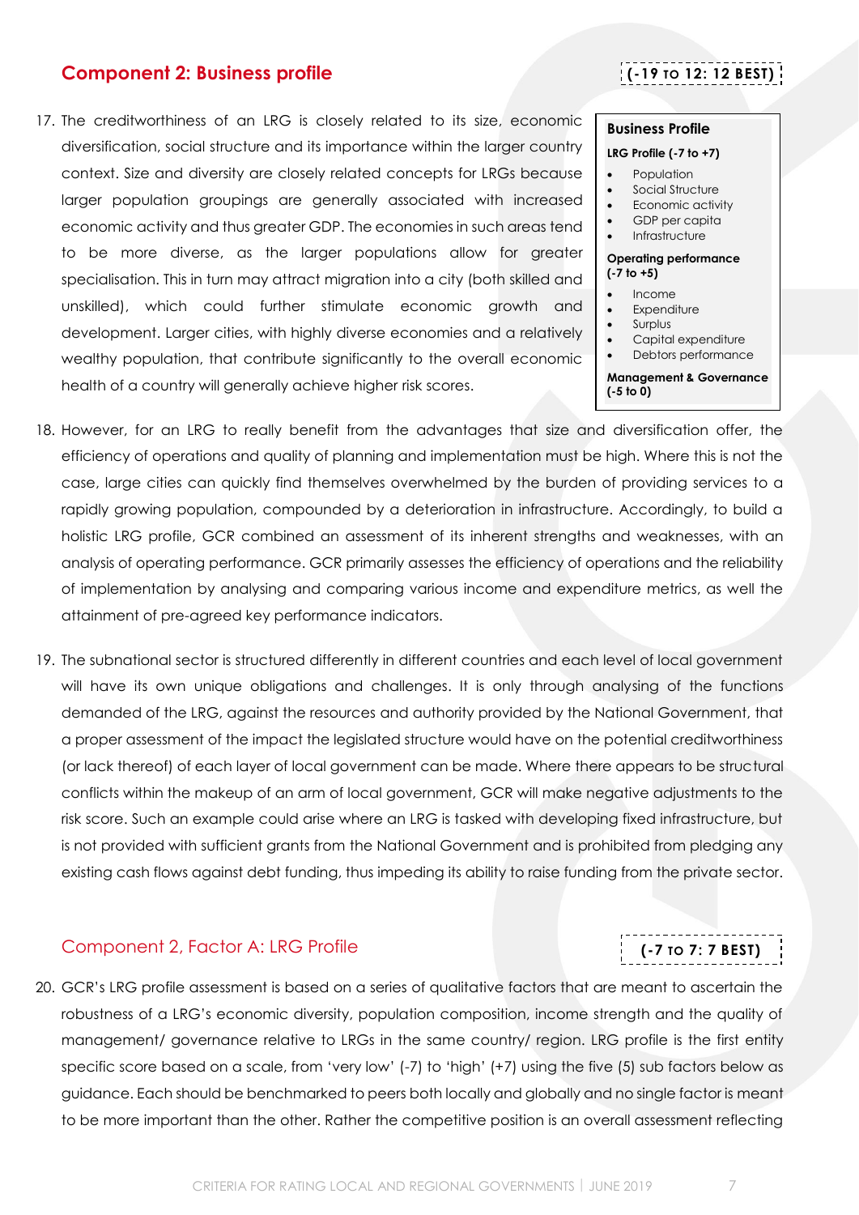## Component 2: Business profile

**(-19 TO 12: 12 BEST)**

17. The creditworthiness of an LRG is closely related to its size, economic diversification, social structure and its importance within the larger country context. Size and diversity are closely related concepts for LRGs because larger population groupings are generally associated with increased economic activity and thus greater GDP. The economies in such areas tend to be more diverse, as the larger populations allow for greater specialisation. This in turn may attract migration into a city (both skilled and unskilled), which could further stimulate economic growth and development. Larger cities, with highly diverse economies and a relatively wealthy population, that contribute significantly to the overall economic health of a country will generally achieve higher risk scores.

> **Business Profile**
>
> **LRG Profile (-7 to +7)**
> - Population
> - Social Structure
> - Economic activity
> - GDP per capita
> - Infrastructure
>
> **Operating performance (-7 to +5)**
> - Income
> - Expenditure
> - Surplus
> - Capital expenditure
> - Debtors performance
>
> **Management & Governance (-5 to 0)**

18. However, for an LRG to really benefit from the advantages that size and diversification offer, the efficiency of operations and quality of planning and implementation must be high. Where this is not the case, large cities can quickly find themselves overwhelmed by the burden of providing services to a rapidly growing population, compounded by a deterioration in infrastructure. Accordingly, to build a holistic LRG profile, GCR combined an assessment of its inherent strengths and weaknesses, with an analysis of operating performance. GCR primarily assesses the efficiency of operations and the reliability of implementation by analysing and comparing various income and expenditure metrics, as well the attainment of pre-agreed key performance indicators.

19. The subnational sector is structured differently in different countries and each level of local government will have its own unique obligations and challenges. It is only through analysing of the functions demanded of the LRG, against the resources and authority provided by the National Government, that a proper assessment of the impact the legislated structure would have on the potential creditworthiness (or lack thereof) of each layer of local government can be made. Where there appears to be structural conflicts within the makeup of an arm of local government, GCR will make negative adjustments to the risk score. Such an example could arise where an LRG is tasked with developing fixed infrastructure, but is not provided with sufficient grants from the National Government and is prohibited from pledging any existing cash flows against debt funding, thus impeding its ability to raise funding from the private sector.

### Component 2, Factor A: LRG Profile

**(-7 TO 7: 7 BEST)**

20. GCR's LRG profile assessment is based on a series of qualitative factors that are meant to ascertain the robustness of a LRG's economic diversity, population composition, income strength and the quality of management/ governance relative to LRGs in the same country/ region. LRG profile is the first entity specific score based on a scale, from 'very low' (-7) to 'high' (+7) using the five (5) sub factors below as guidance. Each should be benchmarked to peers both locally and globally and no single factor is meant to be more important than the other. Rather the competitive position is an overall assessment reflecting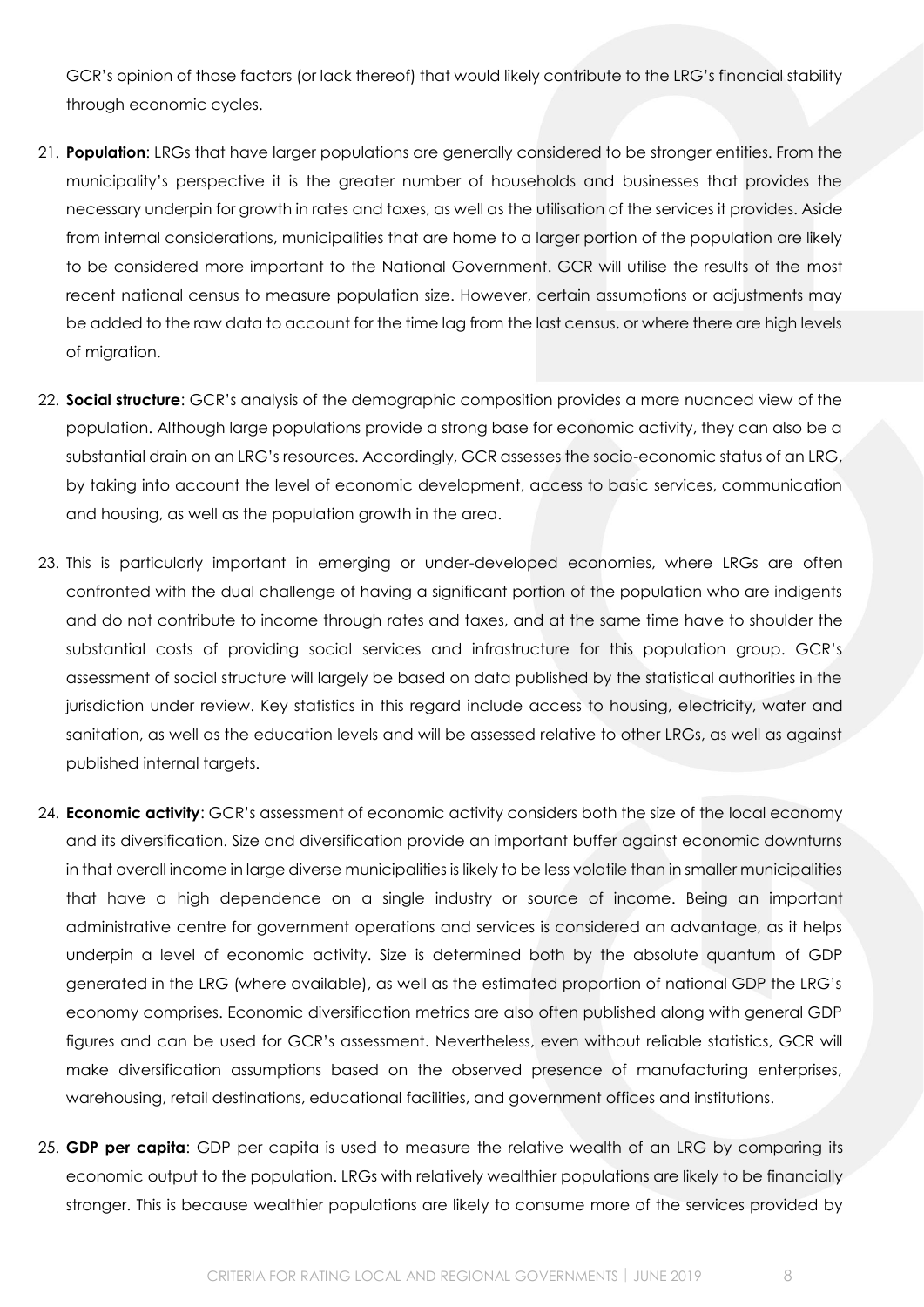GCR's opinion of those factors (or lack thereof) that would likely contribute to the LRG's financial stability through economic cycles.

21. **Population**: LRGs that have larger populations are generally considered to be stronger entities. From the municipality's perspective it is the greater number of households and businesses that provides the necessary underpin for growth in rates and taxes, as well as the utilisation of the services it provides. Aside from internal considerations, municipalities that are home to a larger portion of the population are likely to be considered more important to the National Government. GCR will utilise the results of the most recent national census to measure population size. However, certain assumptions or adjustments may be added to the raw data to account for the time lag from the last census, or where there are high levels of migration.

22. **Social structure**: GCR's analysis of the demographic composition provides a more nuanced view of the population. Although large populations provide a strong base for economic activity, they can also be a substantial drain on an LRG's resources. Accordingly, GCR assesses the socio-economic status of an LRG, by taking into account the level of economic development, access to basic services, communication and housing, as well as the population growth in the area.

23. This is particularly important in emerging or under-developed economies, where LRGs are often confronted with the dual challenge of having a significant portion of the population who are indigents and do not contribute to income through rates and taxes, and at the same time have to shoulder the substantial costs of providing social services and infrastructure for this population group. GCR's assessment of social structure will largely be based on data published by the statistical authorities in the jurisdiction under review. Key statistics in this regard include access to housing, electricity, water and sanitation, as well as the education levels and will be assessed relative to other LRGs, as well as against published internal targets.

24. **Economic activity**: GCR's assessment of economic activity considers both the size of the local economy and its diversification. Size and diversification provide an important buffer against economic downturns in that overall income in large diverse municipalities is likely to be less volatile than in smaller municipalities that have a high dependence on a single industry or source of income. Being an important administrative centre for government operations and services is considered an advantage, as it helps underpin a level of economic activity. Size is determined both by the absolute quantum of GDP generated in the LRG (where available), as well as the estimated proportion of national GDP the LRG's economy comprises. Economic diversification metrics are also often published along with general GDP figures and can be used for GCR's assessment. Nevertheless, even without reliable statistics, GCR will make diversification assumptions based on the observed presence of manufacturing enterprises, warehousing, retail destinations, educational facilities, and government offices and institutions.

25. **GDP per capita**: GDP per capita is used to measure the relative wealth of an LRG by comparing its economic output to the population. LRGs with relatively wealthier populations are likely to be financially stronger. This is because wealthier populations are likely to consume more of the services provided by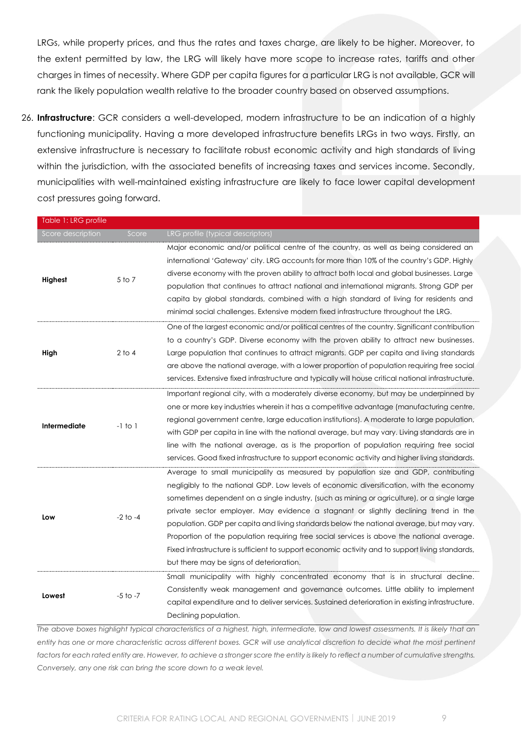LRGs, while property prices, and thus the rates and taxes charge, are likely to be higher. Moreover, to the extent permitted by law, the LRG will likely have more scope to increase rates, tariffs and other charges in times of necessity. Where GDP per capita figures for a particular LRG is not available, GCR will rank the likely population wealth relative to the broader country based on observed assumptions.

26. **Infrastructure**: GCR considers a well-developed, modern infrastructure to be an indication of a highly functioning municipality. Having a more developed infrastructure benefits LRGs in two ways. Firstly, an extensive infrastructure is necessary to facilitate robust economic activity and high standards of living within the jurisdiction, with the associated benefits of increasing taxes and services income. Secondly, municipalities with well-maintained existing infrastructure are likely to face lower capital development cost pressures going forward.

| Table 1: LRG profile | | |
|---|---|---|
| Score description | Score | LRG profile (typical descriptors) |
| **Highest** | 5 to 7 | Major economic and/or political centre of the country, as well as being considered an international 'Gateway' city. LRG accounts for more than 10% of the country's GDP. Highly diverse economy with the proven ability to attract both local and global businesses. Large population that continues to attract national and international migrants. Strong GDP per capita by global standards, combined with a high standard of living for residents and minimal social challenges. Extensive modern fixed infrastructure throughout the LRG. |
| **High** | 2 to 4 | One of the largest economic and/or political centres of the country. Significant contribution to a country's GDP. Diverse economy with the proven ability to attract new businesses. Large population that continues to attract migrants. GDP per capita and living standards are above the national average, with a lower proportion of population requiring free social services. Extensive fixed infrastructure and typically will house critical national infrastructure. |
| **Intermediate** | -1 to 1 | Important regional city, with a moderately diverse economy, but may be underpinned by one or more key industries wherein it has a competitive advantage (manufacturing centre, regional government centre, large education institutions). A moderate to large population, with GDP per capita in line with the national average, but may vary. Living standards are in line with the national average, as is the proportion of population requiring free social services. Good fixed infrastructure to support economic activity and higher living standards. |
| **Low** | -2 to -4 | Average to small municipality as measured by population size and GDP, contributing negligibly to the national GDP. Low levels of economic diversification, with the economy sometimes dependent on a single industry, (such as mining or agriculture), or a single large private sector employer. May evidence a stagnant or slightly declining trend in the population. GDP per capita and living standards below the national average, but may vary. Proportion of the population requiring free social services is above the national average. Fixed infrastructure is sufficient to support economic activity and to support living standards, but there may be signs of deterioration. |
| **Lowest** | -5 to -7 | Small municipality with highly concentrated economy that is in structural decline. Consistently weak management and governance outcomes. Little ability to implement capital expenditure and to deliver services. Sustained deterioration in existing infrastructure. Declining population. |

*The above boxes highlight typical characteristics of a highest, high, intermediate, low and lowest assessments. It is likely that an entity has one or more characteristic across different boxes. GCR will use analytical discretion to decide what the most pertinent factors for each rated entity are. However, to achieve a stronger score the entity is likely to reflect a number of cumulative strengths. Conversely, any one risk can bring the score down to a weak level.*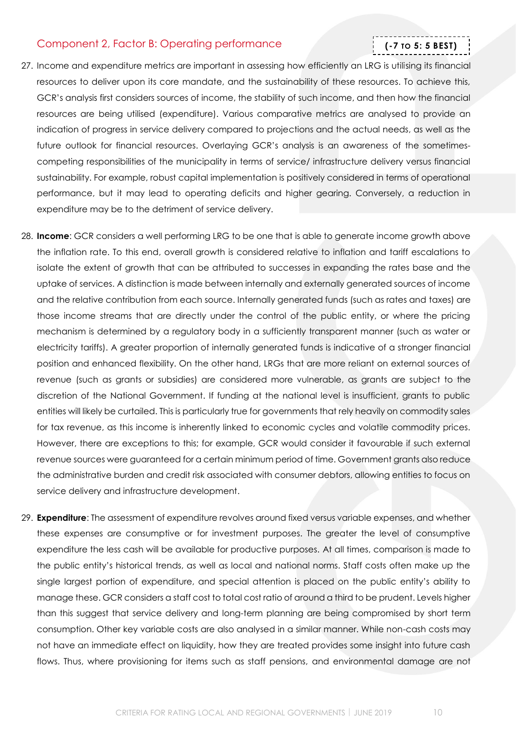## Component 2, Factor B: Operating performance

**(-7 TO 5: 5 BEST)**

27. Income and expenditure metrics are important in assessing how efficiently an LRG is utilising its financial resources to deliver upon its core mandate, and the sustainability of these resources. To achieve this, GCR's analysis first considers sources of income, the stability of such income, and then how the financial resources are being utilised (expenditure). Various comparative metrics are analysed to provide an indication of progress in service delivery compared to projections and the actual needs, as well as the future outlook for financial resources. Overlaying GCR's analysis is an awareness of the sometimes-competing responsibilities of the municipality in terms of service/ infrastructure delivery versus financial sustainability. For example, robust capital implementation is positively considered in terms of operational performance, but it may lead to operating deficits and higher gearing. Conversely, a reduction in expenditure may be to the detriment of service delivery.

28. **Income**: GCR considers a well performing LRG to be one that is able to generate income growth above the inflation rate. To this end, overall growth is considered relative to inflation and tariff escalations to isolate the extent of growth that can be attributed to successes in expanding the rates base and the uptake of services. A distinction is made between internally and externally generated sources of income and the relative contribution from each source. Internally generated funds (such as rates and taxes) are those income streams that are directly under the control of the public entity, or where the pricing mechanism is determined by a regulatory body in a sufficiently transparent manner (such as water or electricity tariffs). A greater proportion of internally generated funds is indicative of a stronger financial position and enhanced flexibility. On the other hand, LRGs that are more reliant on external sources of revenue (such as grants or subsidies) are considered more vulnerable, as grants are subject to the discretion of the National Government. If funding at the national level is insufficient, grants to public entities will likely be curtailed. This is particularly true for governments that rely heavily on commodity sales for tax revenue, as this income is inherently linked to economic cycles and volatile commodity prices. However, there are exceptions to this; for example, GCR would consider it favourable if such external revenue sources were guaranteed for a certain minimum period of time. Government grants also reduce the administrative burden and credit risk associated with consumer debtors, allowing entities to focus on service delivery and infrastructure development.

29. **Expenditure**: The assessment of expenditure revolves around fixed versus variable expenses, and whether these expenses are consumptive or for investment purposes. The greater the level of consumptive expenditure the less cash will be available for productive purposes. At all times, comparison is made to the public entity's historical trends, as well as local and national norms. Staff costs often make up the single largest portion of expenditure, and special attention is placed on the public entity's ability to manage these. GCR considers a staff cost to total cost ratio of around a third to be prudent. Levels higher than this suggest that service delivery and long-term planning are being compromised by short term consumption. Other key variable costs are also analysed in a similar manner. While non-cash costs may not have an immediate effect on liquidity, how they are treated provides some insight into future cash flows. Thus, where provisioning for items such as staff pensions, and environmental damage are not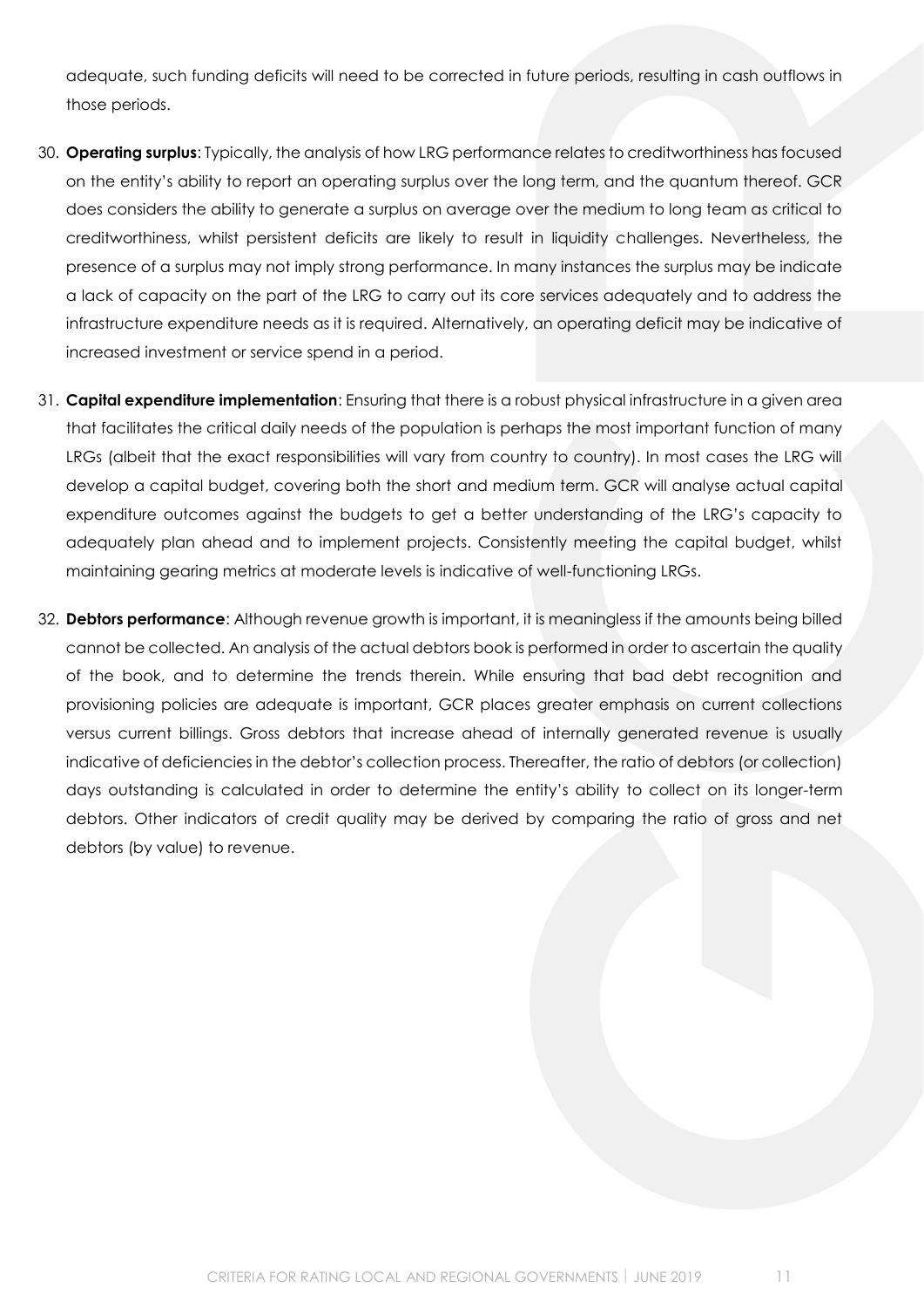adequate, such funding deficits will need to be corrected in future periods, resulting in cash outflows in those periods.

30. **Operating surplus**: Typically, the analysis of how LRG performance relates to creditworthiness has focused on the entity's ability to report an operating surplus over the long term, and the quantum thereof. GCR does considers the ability to generate a surplus on average over the medium to long team as critical to creditworthiness, whilst persistent deficits are likely to result in liquidity challenges. Nevertheless, the presence of a surplus may not imply strong performance. In many instances the surplus may be indicate a lack of capacity on the part of the LRG to carry out its core services adequately and to address the infrastructure expenditure needs as it is required. Alternatively, an operating deficit may be indicative of increased investment or service spend in a period.

31. **Capital expenditure implementation**: Ensuring that there is a robust physical infrastructure in a given area that facilitates the critical daily needs of the population is perhaps the most important function of many LRGs (albeit that the exact responsibilities will vary from country to country). In most cases the LRG will develop a capital budget, covering both the short and medium term. GCR will analyse actual capital expenditure outcomes against the budgets to get a better understanding of the LRG's capacity to adequately plan ahead and to implement projects. Consistently meeting the capital budget, whilst maintaining gearing metrics at moderate levels is indicative of well-functioning LRGs.

32. **Debtors performance**: Although revenue growth is important, it is meaningless if the amounts being billed cannot be collected. An analysis of the actual debtors book is performed in order to ascertain the quality of the book, and to determine the trends therein. While ensuring that bad debt recognition and provisioning policies are adequate is important, GCR places greater emphasis on current collections versus current billings. Gross debtors that increase ahead of internally generated revenue is usually indicative of deficiencies in the debtor's collection process. Thereafter, the ratio of debtors (or collection) days outstanding is calculated in order to determine the entity's ability to collect on its longer-term debtors. Other indicators of credit quality may be derived by comparing the ratio of gross and net debtors (by value) to revenue.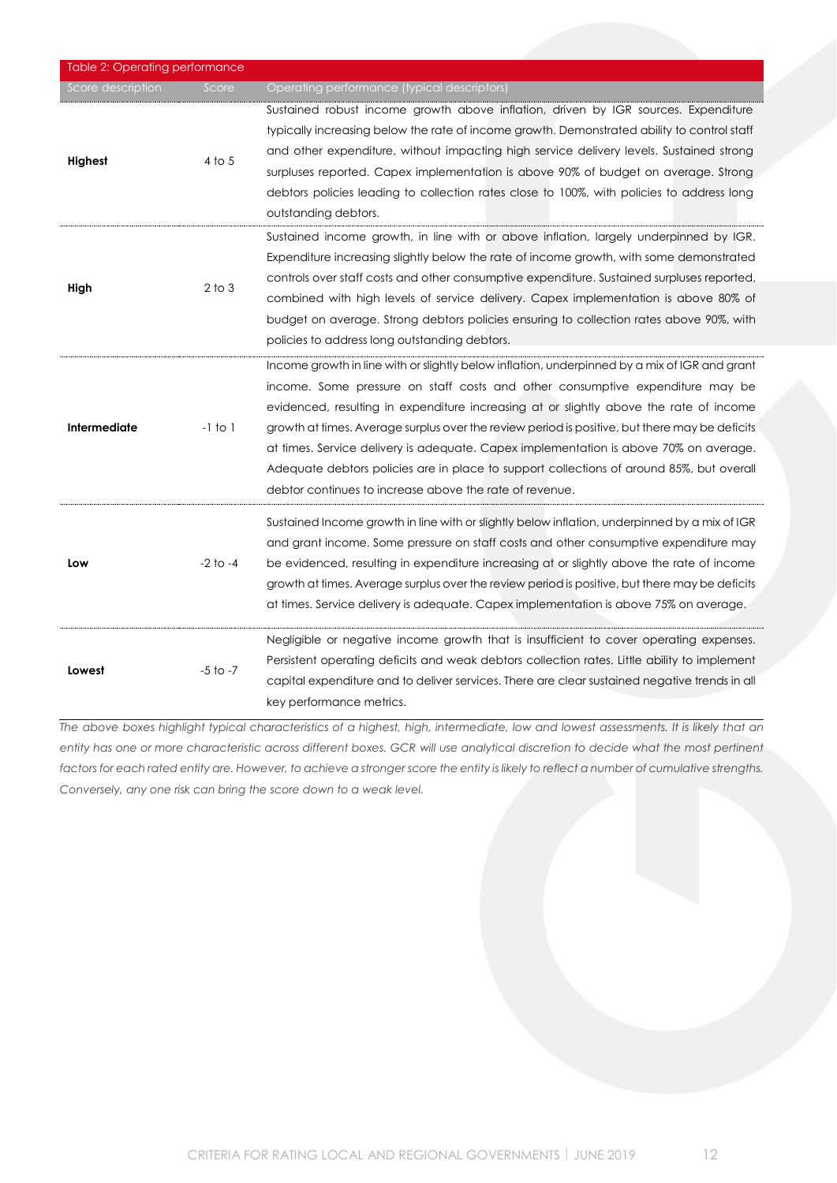Table 2: Operating performance

| Score description | Score | Operating performance (typical descriptors) |
|---|---|---|
| **Highest** | 4 to 5 | Sustained robust income growth above inflation, driven by IGR sources. Expenditure typically increasing below the rate of income growth. Demonstrated ability to control staff and other expenditure, without impacting high service delivery levels. Sustained strong surpluses reported. Capex implementation is above 90% of budget on average. Strong debtors policies leading to collection rates close to 100%, with policies to address long outstanding debtors. |
| **High** | 2 to 3 | Sustained income growth, in line with or above inflation, largely underpinned by IGR. Expenditure increasing slightly below the rate of income growth, with some demonstrated controls over staff costs and other consumptive expenditure. Sustained surpluses reported, combined with high levels of service delivery. Capex implementation is above 80% of budget on average. Strong debtors policies ensuring to collection rates above 90%, with policies to address long outstanding debtors. |
| **Intermediate** | -1 to 1 | Income growth in line with or slightly below inflation, underpinned by a mix of IGR and grant income. Some pressure on staff costs and other consumptive expenditure may be evidenced, resulting in expenditure increasing at or slightly above the rate of income growth at times. Average surplus over the review period is positive, but there may be deficits at times. Service delivery is adequate. Capex implementation is above 70% on average. Adequate debtors policies are in place to support collections of around 85%, but overall debtor continues to increase above the rate of revenue. |
| **Low** | -2 to -4 | Sustained Income growth in line with or slightly below inflation, underpinned by a mix of IGR and grant income. Some pressure on staff costs and other consumptive expenditure may be evidenced, resulting in expenditure increasing at or slightly above the rate of income growth at times. Average surplus over the review period is positive, but there may be deficits at times. Service delivery is adequate. Capex implementation is above 75% on average. |
| **Lowest** | -5 to -7 | Negligible or negative income growth that is insufficient to cover operating expenses. Persistent operating deficits and weak debtors collection rates. Little ability to implement capital expenditure and to deliver services. There are clear sustained negative trends in all key performance metrics. |

*The above boxes highlight typical characteristics of a highest, high, intermediate, low and lowest assessments. It is likely that an entity has one or more characteristic across different boxes. GCR will use analytical discretion to decide what the most pertinent factors for each rated entity are. However, to achieve a stronger score the entity is likely to reflect a number of cumulative strengths. Conversely, any one risk can bring the score down to a weak level.*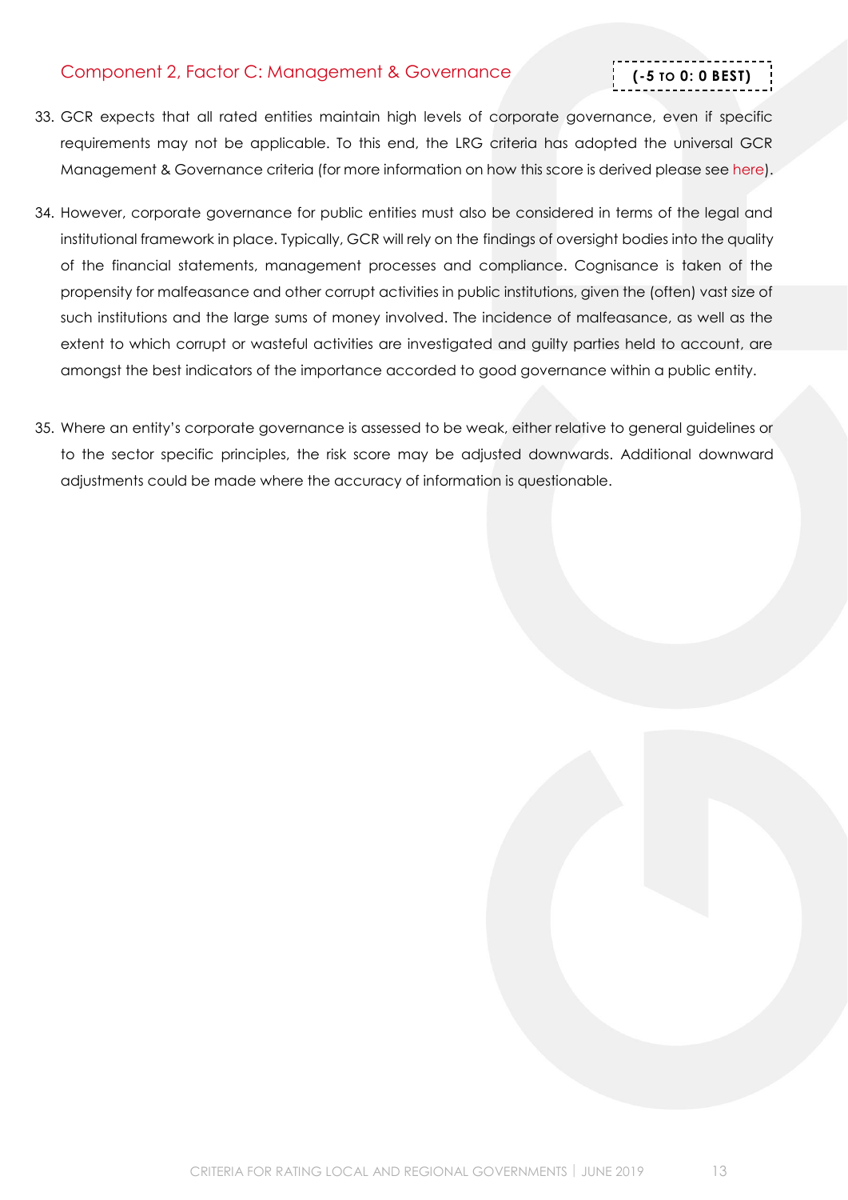## Component 2, Factor C: Management & Governance

**(-5 TO 0: 0 BEST)**

33. GCR expects that all rated entities maintain high levels of corporate governance, even if specific requirements may not be applicable. To this end, the LRG criteria has adopted the universal GCR Management & Governance criteria (for more information on how this score is derived please see here).

34. However, corporate governance for public entities must also be considered in terms of the legal and institutional framework in place. Typically, GCR will rely on the findings of oversight bodies into the quality of the financial statements, management processes and compliance. Cognisance is taken of the propensity for malfeasance and other corrupt activities in public institutions, given the (often) vast size of such institutions and the large sums of money involved. The incidence of malfeasance, as well as the extent to which corrupt or wasteful activities are investigated and guilty parties held to account, are amongst the best indicators of the importance accorded to good governance within a public entity.

35. Where an entity's corporate governance is assessed to be weak, either relative to general guidelines or to the sector specific principles, the risk score may be adjusted downwards. Additional downward adjustments could be made where the accuracy of information is questionable.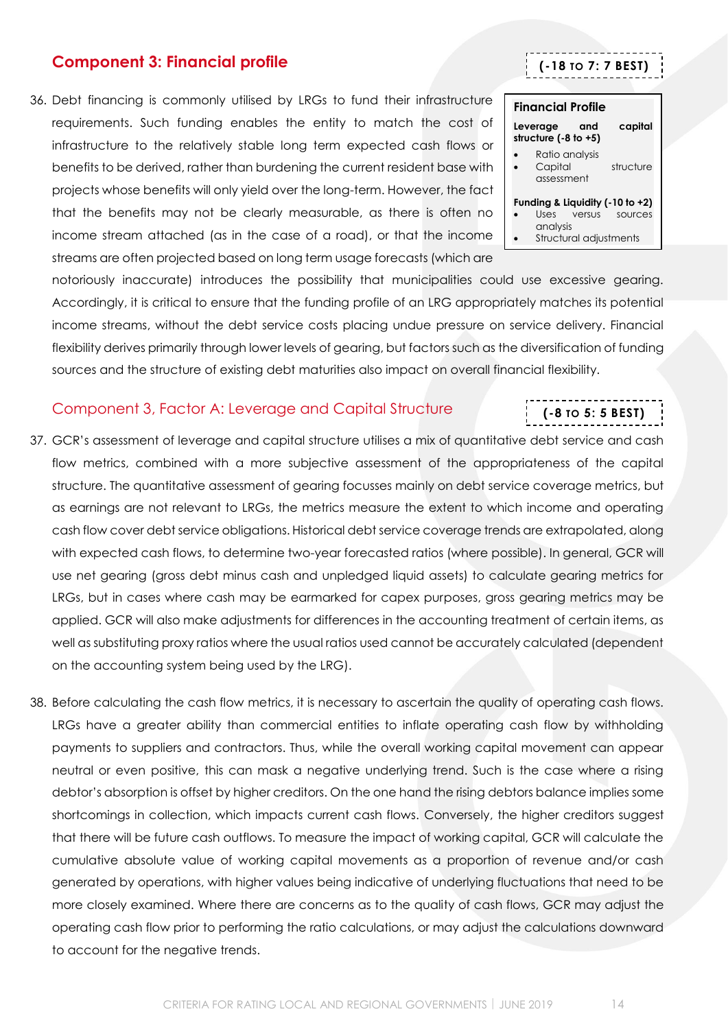## Component 3: Financial profile

**(-18 TO 7: 7 BEST)**

> **Financial Profile**
>
> **Leverage and capital structure (-8 to +5)**
> - Ratio analysis
> - Capital structure assessment
>
> **Funding & Liquidity (-10 to +2)**
> - Uses versus sources analysis
> - Structural adjustments

36. Debt financing is commonly utilised by LRGs to fund their infrastructure requirements. Such funding enables the entity to match the cost of infrastructure to the relatively stable long term expected cash flows or benefits to be derived, rather than burdening the current resident base with projects whose benefits will only yield over the long-term. However, the fact that the benefits may not be clearly measurable, as there is often no income stream attached (as in the case of a road), or that the income streams are often projected based on long term usage forecasts (which are notoriously inaccurate) introduces the possibility that municipalities could use excessive gearing. Accordingly, it is critical to ensure that the funding profile of an LRG appropriately matches its potential income streams, without the debt service costs placing undue pressure on service delivery. Financial flexibility derives primarily through lower levels of gearing, but factors such as the diversification of funding sources and the structure of existing debt maturities also impact on overall financial flexibility.

### Component 3, Factor A: Leverage and Capital Structure

**(-8 TO 5: 5 BEST)**

37. GCR's assessment of leverage and capital structure utilises a mix of quantitative debt service and cash flow metrics, combined with a more subjective assessment of the appropriateness of the capital structure. The quantitative assessment of gearing focusses mainly on debt service coverage metrics, but as earnings are not relevant to LRGs, the metrics measure the extent to which income and operating cash flow cover debt service obligations. Historical debt service coverage trends are extrapolated, along with expected cash flows, to determine two-year forecasted ratios (where possible). In general, GCR will use net gearing (gross debt minus cash and unpledged liquid assets) to calculate gearing metrics for LRGs, but in cases where cash may be earmarked for capex purposes, gross gearing metrics may be applied. GCR will also make adjustments for differences in the accounting treatment of certain items, as well as substituting proxy ratios where the usual ratios used cannot be accurately calculated (dependent on the accounting system being used by the LRG).

38. Before calculating the cash flow metrics, it is necessary to ascertain the quality of operating cash flows. LRGs have a greater ability than commercial entities to inflate operating cash flow by withholding payments to suppliers and contractors. Thus, while the overall working capital movement can appear neutral or even positive, this can mask a negative underlying trend. Such is the case where a rising debtor's absorption is offset by higher creditors. On the one hand the rising debtors balance implies some shortcomings in collection, which impacts current cash flows. Conversely, the higher creditors suggest that there will be future cash outflows. To measure the impact of working capital, GCR will calculate the cumulative absolute value of working capital movements as a proportion of revenue and/or cash generated by operations, with higher values being indicative of underlying fluctuations that need to be more closely examined. Where there are concerns as to the quality of cash flows, GCR may adjust the operating cash flow prior to performing the ratio calculations, or may adjust the calculations downward to account for the negative trends.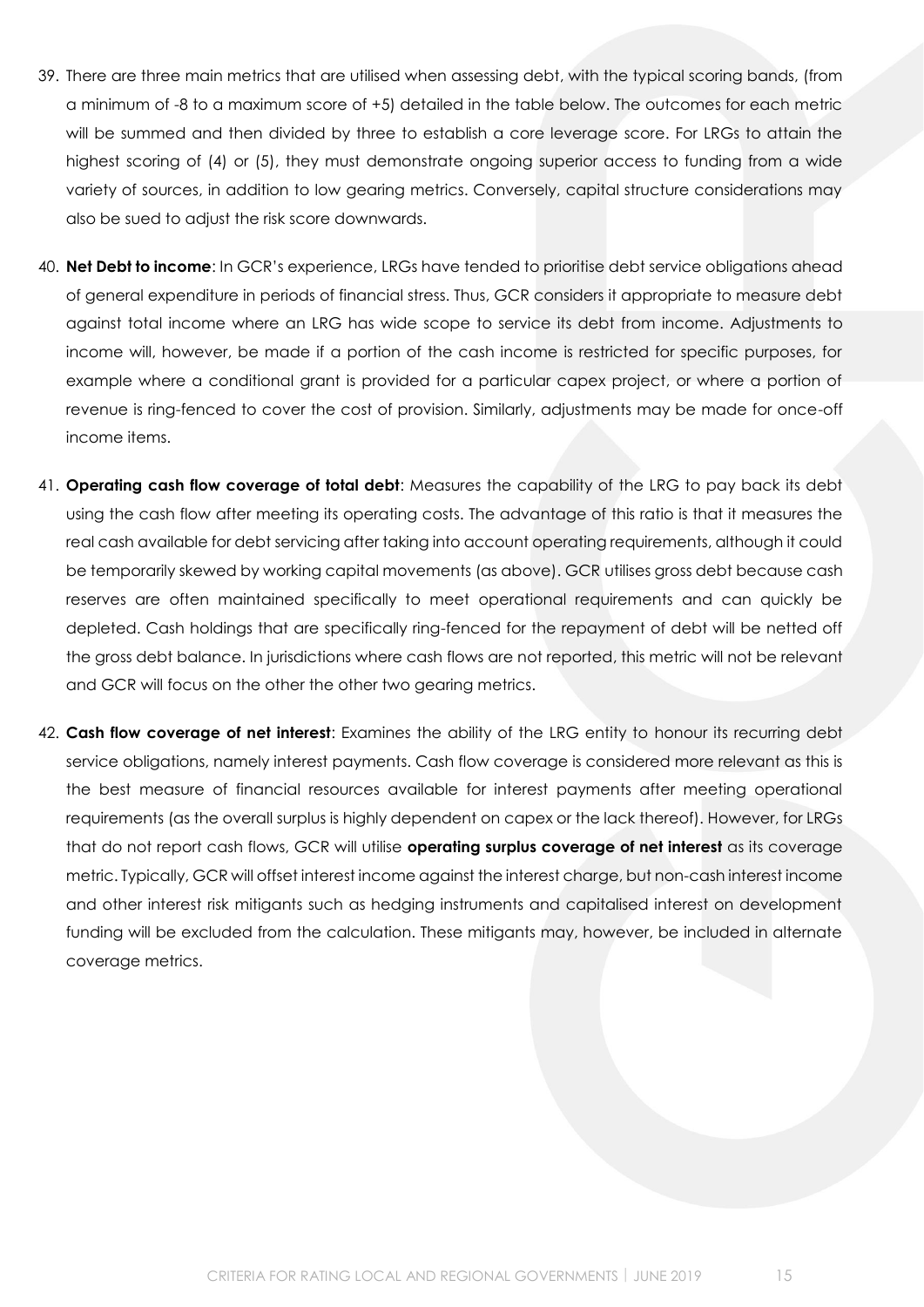39. There are three main metrics that are utilised when assessing debt, with the typical scoring bands, (from a minimum of -8 to a maximum score of +5) detailed in the table below. The outcomes for each metric will be summed and then divided by three to establish a core leverage score. For LRGs to attain the highest scoring of (4) or (5), they must demonstrate ongoing superior access to funding from a wide variety of sources, in addition to low gearing metrics. Conversely, capital structure considerations may also be sued to adjust the risk score downwards.

40. **Net Debt to income**: In GCR's experience, LRGs have tended to prioritise debt service obligations ahead of general expenditure in periods of financial stress. Thus, GCR considers it appropriate to measure debt against total income where an LRG has wide scope to service its debt from income. Adjustments to income will, however, be made if a portion of the cash income is restricted for specific purposes, for example where a conditional grant is provided for a particular capex project, or where a portion of revenue is ring-fenced to cover the cost of provision. Similarly, adjustments may be made for once-off income items.

41. **Operating cash flow coverage of total debt**: Measures the capability of the LRG to pay back its debt using the cash flow after meeting its operating costs. The advantage of this ratio is that it measures the real cash available for debt servicing after taking into account operating requirements, although it could be temporarily skewed by working capital movements (as above). GCR utilises gross debt because cash reserves are often maintained specifically to meet operational requirements and can quickly be depleted. Cash holdings that are specifically ring-fenced for the repayment of debt will be netted off the gross debt balance. In jurisdictions where cash flows are not reported, this metric will not be relevant and GCR will focus on the other the other two gearing metrics.

42. **Cash flow coverage of net interest**: Examines the ability of the LRG entity to honour its recurring debt service obligations, namely interest payments. Cash flow coverage is considered more relevant as this is the best measure of financial resources available for interest payments after meeting operational requirements (as the overall surplus is highly dependent on capex or the lack thereof). However, for LRGs that do not report cash flows, GCR will utilise **operating surplus coverage of net interest** as its coverage metric. Typically, GCR will offset interest income against the interest charge, but non-cash interest income and other interest risk mitigants such as hedging instruments and capitalised interest on development funding will be excluded from the calculation. These mitigants may, however, be included in alternate coverage metrics.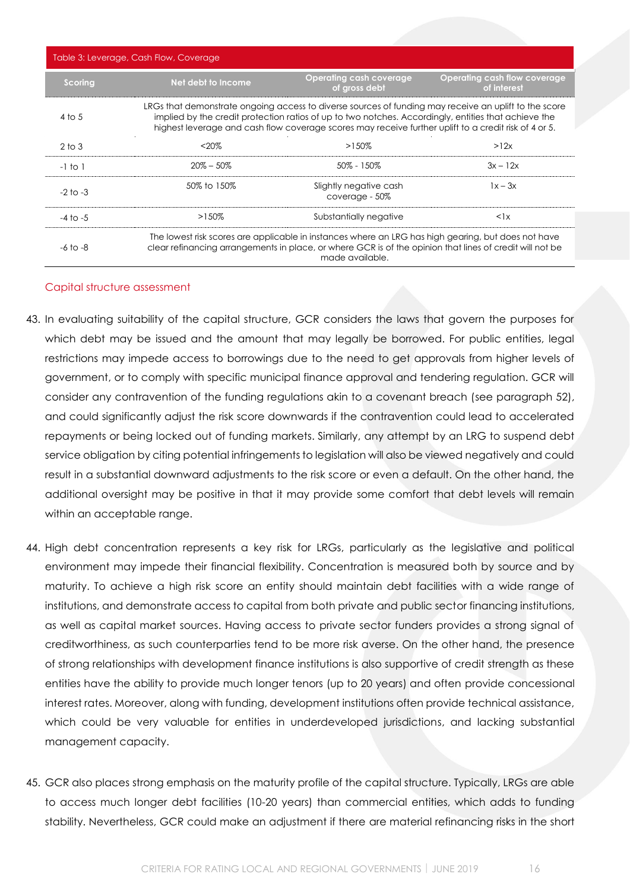Table 3: Leverage, Cash Flow, Coverage

| Scoring | Net debt to Income | Operating cash coverage of gross debt | Operating cash flow coverage of interest |
|---|---|---|---|
| 4 to 5 | LRGs that demonstrate ongoing access to diverse sources of funding may receive an uplift to the score implied by the credit protection ratios of up to two notches. Accordingly, entities that achieve the highest leverage and cash flow coverage scores may receive further uplift to a credit risk of 4 or 5. | | |
| 2 to 3 | <20% | >150% | >12x |
| -1 to 1 | 20% – 50% | 50% - 150% | 3x – 12x |
| -2 to -3 | 50% to 150% | Slightly negative cash coverage - 50% | 1x – 3x |
| -4 to -5 | >150% | Substantially negative | <1x |
| -6 to -8 | The lowest risk scores are applicable in instances where an LRG has high gearing, but does not have clear refinancing arrangements in place, or where GCR is of the opinion that lines of credit will not be made available. | | |

## Capital structure assessment

43. In evaluating suitability of the capital structure, GCR considers the laws that govern the purposes for which debt may be issued and the amount that may legally be borrowed. For public entities, legal restrictions may impede access to borrowings due to the need to get approvals from higher levels of government, or to comply with specific municipal finance approval and tendering regulation. GCR will consider any contravention of the funding regulations akin to a covenant breach (see paragraph 52), and could significantly adjust the risk score downwards if the contravention could lead to accelerated repayments or being locked out of funding markets. Similarly, any attempt by an LRG to suspend debt service obligation by citing potential infringements to legislation will also be viewed negatively and could result in a substantial downward adjustments to the risk score or even a default. On the other hand, the additional oversight may be positive in that it may provide some comfort that debt levels will remain within an acceptable range.

44. High debt concentration represents a key risk for LRGs, particularly as the legislative and political environment may impede their financial flexibility. Concentration is measured both by source and by maturity. To achieve a high risk score an entity should maintain debt facilities with a wide range of institutions, and demonstrate access to capital from both private and public sector financing institutions, as well as capital market sources. Having access to private sector funders provides a strong signal of creditworthiness, as such counterparties tend to be more risk averse. On the other hand, the presence of strong relationships with development finance institutions is also supportive of credit strength as these entities have the ability to provide much longer tenors (up to 20 years) and often provide concessional interest rates. Moreover, along with funding, development institutions often provide technical assistance, which could be very valuable for entities in underdeveloped jurisdictions, and lacking substantial management capacity.

45. GCR also places strong emphasis on the maturity profile of the capital structure. Typically, LRGs are able to access much longer debt facilities (10-20 years) than commercial entities, which adds to funding stability. Nevertheless, GCR could make an adjustment if there are material refinancing risks in the short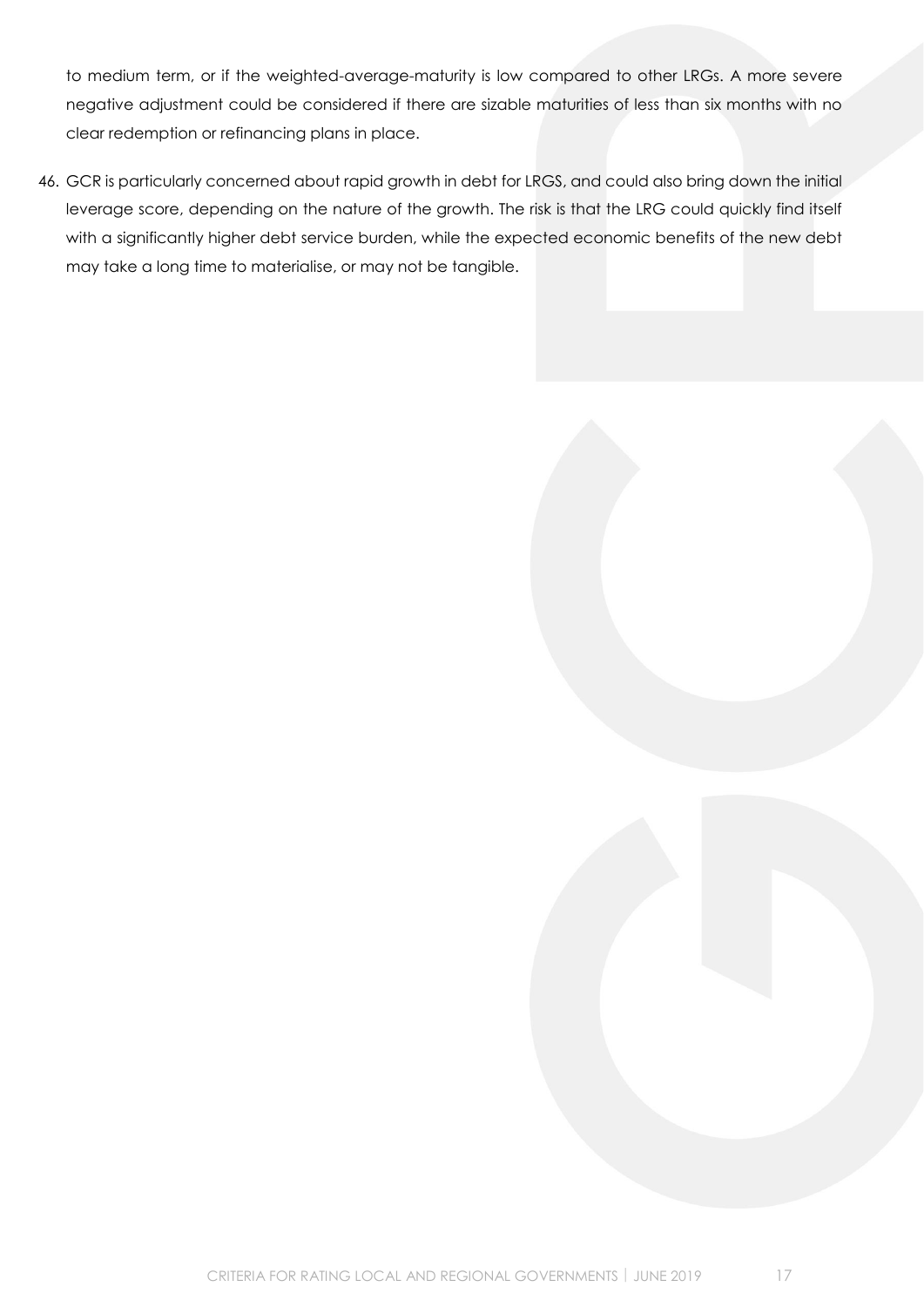to medium term, or if the weighted-average-maturity is low compared to other LRGs. A more severe negative adjustment could be considered if there are sizable maturities of less than six months with no clear redemption or refinancing plans in place.

46. GCR is particularly concerned about rapid growth in debt for LRGS, and could also bring down the initial leverage score, depending on the nature of the growth. The risk is that the LRG could quickly find itself with a significantly higher debt service burden, while the expected economic benefits of the new debt may take a long time to materialise, or may not be tangible.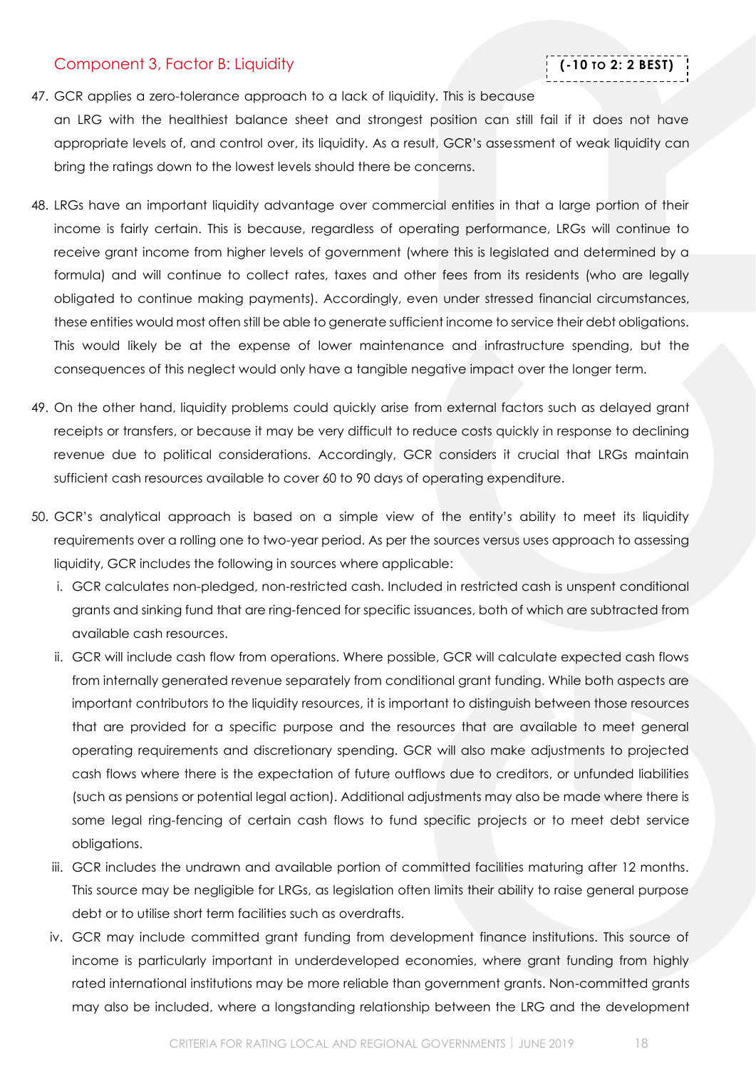## Component 3, Factor B: Liquidity

**(-10 TO 2: 2 BEST)**

47. GCR applies a zero-tolerance approach to a lack of liquidity. This is because an LRG with the healthiest balance sheet and strongest position can still fail if it does not have appropriate levels of, and control over, its liquidity. As a result, GCR's assessment of weak liquidity can bring the ratings down to the lowest levels should there be concerns.

48. LRGs have an important liquidity advantage over commercial entities in that a large portion of their income is fairly certain. This is because, regardless of operating performance, LRGs will continue to receive grant income from higher levels of government (where this is legislated and determined by a formula) and will continue to collect rates, taxes and other fees from its residents (who are legally obligated to continue making payments). Accordingly, even under stressed financial circumstances, these entities would most often still be able to generate sufficient income to service their debt obligations. This would likely be at the expense of lower maintenance and infrastructure spending, but the consequences of this neglect would only have a tangible negative impact over the longer term.

49. On the other hand, liquidity problems could quickly arise from external factors such as delayed grant receipts or transfers, or because it may be very difficult to reduce costs quickly in response to declining revenue due to political considerations. Accordingly, GCR considers it crucial that LRGs maintain sufficient cash resources available to cover 60 to 90 days of operating expenditure.

50. GCR's analytical approach is based on a simple view of the entity's ability to meet its liquidity requirements over a rolling one to two-year period. As per the sources versus uses approach to assessing liquidity, GCR includes the following in sources where applicable:
    i. GCR calculates non-pledged, non-restricted cash. Included in restricted cash is unspent conditional grants and sinking fund that are ring-fenced for specific issuances, both of which are subtracted from available cash resources.
    ii. GCR will include cash flow from operations. Where possible, GCR will calculate expected cash flows from internally generated revenue separately from conditional grant funding. While both aspects are important contributors to the liquidity resources, it is important to distinguish between those resources that are provided for a specific purpose and the resources that are available to meet general operating requirements and discretionary spending. GCR will also make adjustments to projected cash flows where there is the expectation of future outflows due to creditors, or unfunded liabilities (such as pensions or potential legal action). Additional adjustments may also be made where there is some legal ring-fencing of certain cash flows to fund specific projects or to meet debt service obligations.
    iii. GCR includes the undrawn and available portion of committed facilities maturing after 12 months. This source may be negligible for LRGs, as legislation often limits their ability to raise general purpose debt or to utilise short term facilities such as overdrafts.
    iv. GCR may include committed grant funding from development finance institutions. This source of income is particularly important in underdeveloped economies, where grant funding from highly rated international institutions may be more reliable than government grants. Non-committed grants may also be included, where a longstanding relationship between the LRG and the development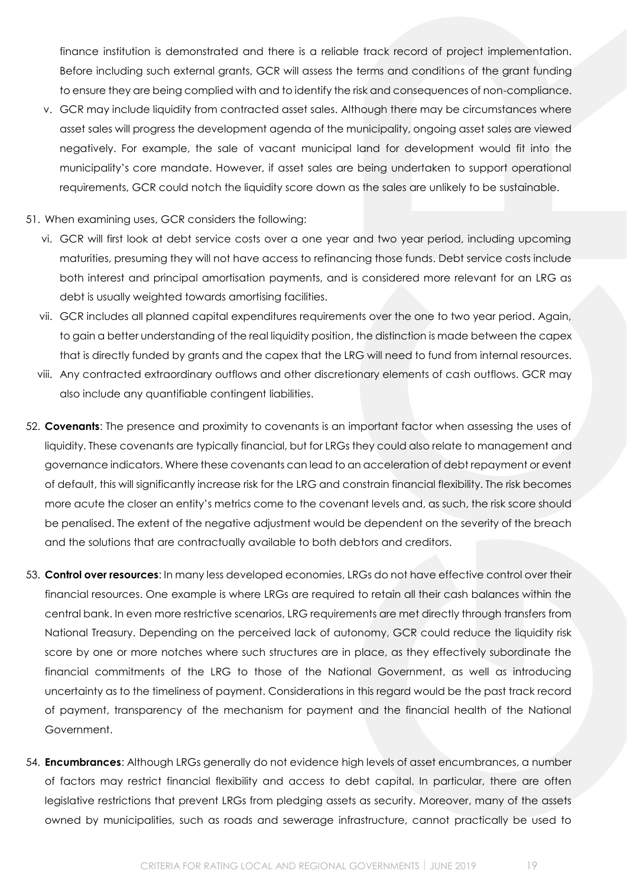finance institution is demonstrated and there is a reliable track record of project implementation. Before including such external grants, GCR will assess the terms and conditions of the grant funding to ensure they are being complied with and to identify the risk and consequences of non-compliance.

v. GCR may include liquidity from contracted asset sales. Although there may be circumstances where asset sales will progress the development agenda of the municipality, ongoing asset sales are viewed negatively. For example, the sale of vacant municipal land for development would fit into the municipality's core mandate. However, if asset sales are being undertaken to support operational requirements, GCR could notch the liquidity score down as the sales are unlikely to be sustainable.

51. When examining uses, GCR considers the following:

vi. GCR will first look at debt service costs over a one year and two year period, including upcoming maturities, presuming they will not have access to refinancing those funds. Debt service costs include both interest and principal amortisation payments, and is considered more relevant for an LRG as debt is usually weighted towards amortising facilities.

vii. GCR includes all planned capital expenditures requirements over the one to two year period. Again, to gain a better understanding of the real liquidity position, the distinction is made between the capex that is directly funded by grants and the capex that the LRG will need to fund from internal resources.

viii. Any contracted extraordinary outflows and other discretionary elements of cash outflows. GCR may also include any quantifiable contingent liabilities.

52. **Covenants**: The presence and proximity to covenants is an important factor when assessing the uses of liquidity. These covenants are typically financial, but for LRGs they could also relate to management and governance indicators. Where these covenants can lead to an acceleration of debt repayment or event of default, this will significantly increase risk for the LRG and constrain financial flexibility. The risk becomes more acute the closer an entity's metrics come to the covenant levels and, as such, the risk score should be penalised. The extent of the negative adjustment would be dependent on the severity of the breach and the solutions that are contractually available to both debtors and creditors.

53. **Control over resources**: In many less developed economies, LRGs do not have effective control over their financial resources. One example is where LRGs are required to retain all their cash balances within the central bank. In even more restrictive scenarios, LRG requirements are met directly through transfers from National Treasury. Depending on the perceived lack of autonomy, GCR could reduce the liquidity risk score by one or more notches where such structures are in place, as they effectively subordinate the financial commitments of the LRG to those of the National Government, as well as introducing uncertainty as to the timeliness of payment. Considerations in this regard would be the past track record of payment, transparency of the mechanism for payment and the financial health of the National Government.

54. **Encumbrances**: Although LRGs generally do not evidence high levels of asset encumbrances, a number of factors may restrict financial flexibility and access to debt capital. In particular, there are often legislative restrictions that prevent LRGs from pledging assets as security. Moreover, many of the assets owned by municipalities, such as roads and sewerage infrastructure, cannot practically be used to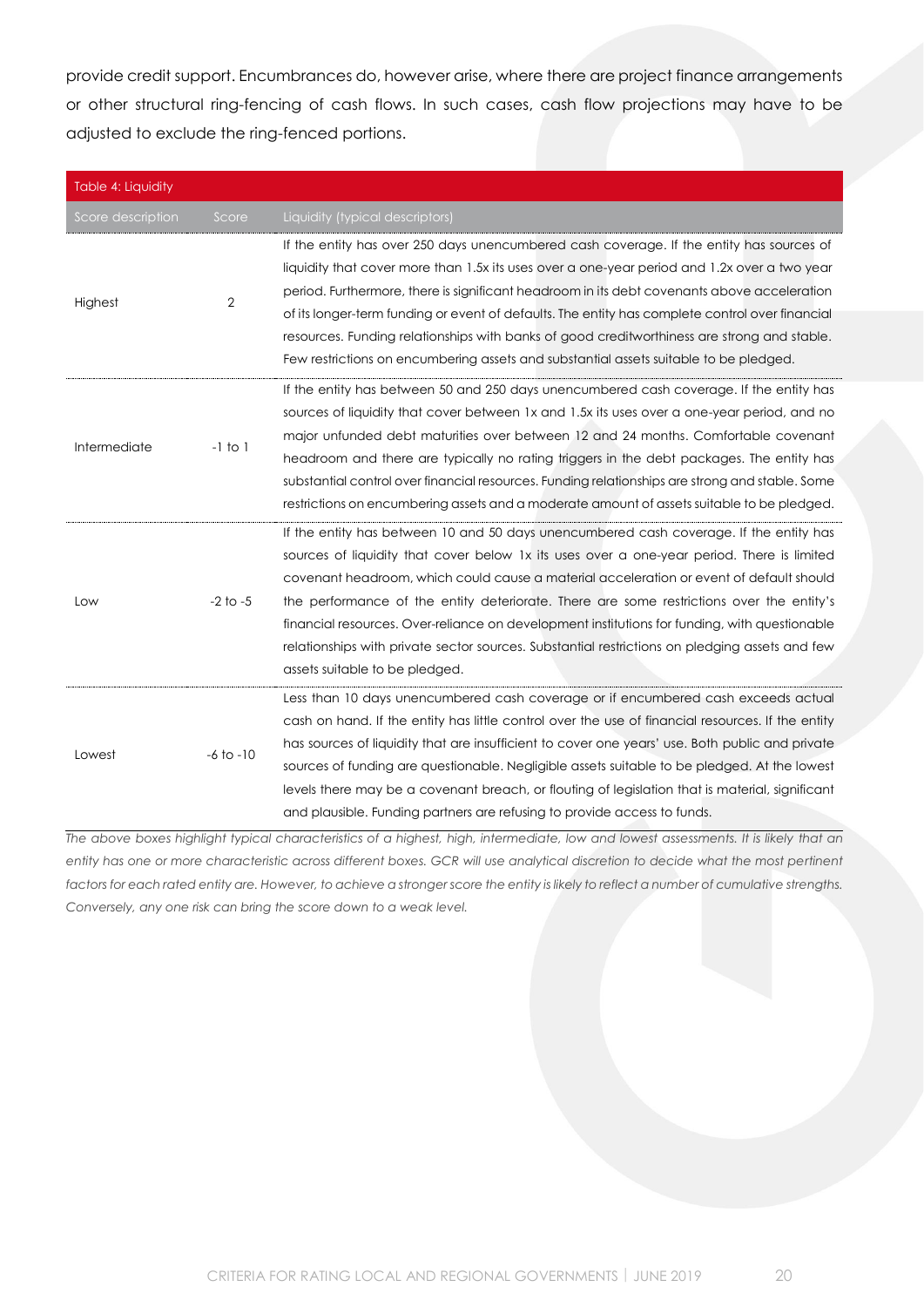provide credit support. Encumbrances do, however arise, where there are project finance arrangements or other structural ring-fencing of cash flows. In such cases, cash flow projections may have to be adjusted to exclude the ring-fenced portions.

| Table 4: Liquidity | | |
|---|---|---|
| Score description | Score | Liquidity (typical descriptors) |
| Highest | 2 | If the entity has over 250 days unencumbered cash coverage. If the entity has sources of liquidity that cover more than 1.5x its uses over a one-year period and 1.2x over a two year period. Furthermore, there is significant headroom in its debt covenants above acceleration of its longer-term funding or event of defaults. The entity has complete control over financial resources. Funding relationships with banks of good creditworthiness are strong and stable. Few restrictions on encumbering assets and substantial assets suitable to be pledged. |
| Intermediate | -1 to 1 | If the entity has between 50 and 250 days unencumbered cash coverage. If the entity has sources of liquidity that cover between 1x and 1.5x its uses over a one-year period, and no major unfunded debt maturities over between 12 and 24 months. Comfortable covenant headroom and there are typically no rating triggers in the debt packages. The entity has substantial control over financial resources. Funding relationships are strong and stable. Some restrictions on encumbering assets and a moderate amount of assets suitable to be pledged. |
| Low | -2 to -5 | If the entity has between 10 and 50 days unencumbered cash coverage. If the entity has sources of liquidity that cover below 1x its uses over a one-year period. There is limited covenant headroom, which could cause a material acceleration or event of default should the performance of the entity deteriorate. There are some restrictions over the entity's financial resources. Over-reliance on development institutions for funding, with questionable relationships with private sector sources. Substantial restrictions on pledging assets and few assets suitable to be pledged. |
| Lowest | -6 to -10 | Less than 10 days unencumbered cash coverage or if encumbered cash exceeds actual cash on hand. If the entity has little control over the use of financial resources. If the entity has sources of liquidity that are insufficient to cover one years' use. Both public and private sources of funding are questionable. Negligible assets suitable to be pledged. At the lowest levels there may be a covenant breach, or flouting of legislation that is material, significant and plausible. Funding partners are refusing to provide access to funds. |

*The above boxes highlight typical characteristics of a highest, high, intermediate, low and lowest assessments. It is likely that an entity has one or more characteristic across different boxes. GCR will use analytical discretion to decide what the most pertinent factors for each rated entity are. However, to achieve a stronger score the entity is likely to reflect a number of cumulative strengths. Conversely, any one risk can bring the score down to a weak level.*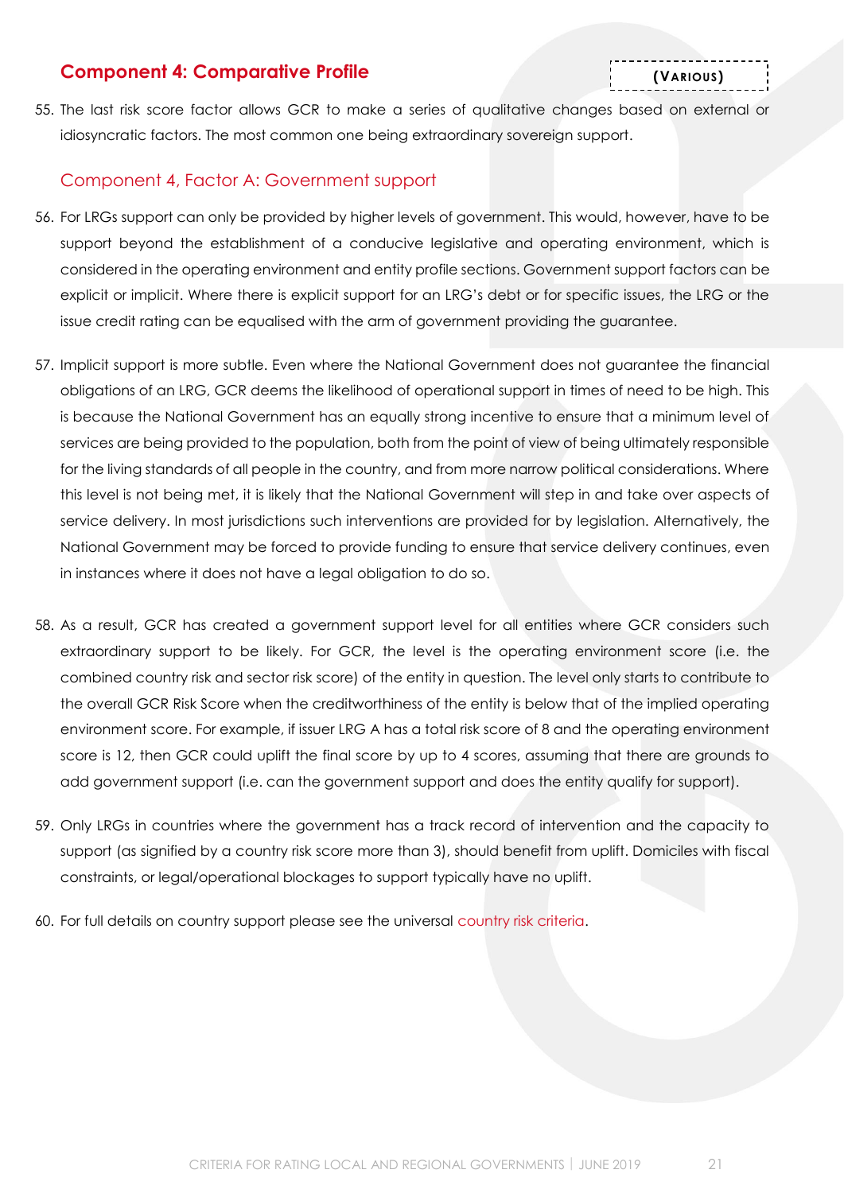## Component 4: Comparative Profile

**(VARIOUS)**

55. The last risk score factor allows GCR to make a series of qualitative changes based on external or idiosyncratic factors. The most common one being extraordinary sovereign support.

### Component 4, Factor A: Government support

56. For LRGs support can only be provided by higher levels of government. This would, however, have to be support beyond the establishment of a conducive legislative and operating environment, which is considered in the operating environment and entity profile sections. Government support factors can be explicit or implicit. Where there is explicit support for an LRG's debt or for specific issues, the LRG or the issue credit rating can be equalised with the arm of government providing the guarantee.

57. Implicit support is more subtle. Even where the National Government does not guarantee the financial obligations of an LRG, GCR deems the likelihood of operational support in times of need to be high. This is because the National Government has an equally strong incentive to ensure that a minimum level of services are being provided to the population, both from the point of view of being ultimately responsible for the living standards of all people in the country, and from more narrow political considerations. Where this level is not being met, it is likely that the National Government will step in and take over aspects of service delivery. In most jurisdictions such interventions are provided for by legislation. Alternatively, the National Government may be forced to provide funding to ensure that service delivery continues, even in instances where it does not have a legal obligation to do so.

58. As a result, GCR has created a government support level for all entities where GCR considers such extraordinary support to be likely. For GCR, the level is the operating environment score (i.e. the combined country risk and sector risk score) of the entity in question. The level only starts to contribute to the overall GCR Risk Score when the creditworthiness of the entity is below that of the implied operating environment score. For example, if issuer LRG A has a total risk score of 8 and the operating environment score is 12, then GCR could uplift the final score by up to 4 scores, assuming that there are grounds to add government support (i.e. can the government support and does the entity qualify for support).

59. Only LRGs in countries where the government has a track record of intervention and the capacity to support (as signified by a country risk score more than 3), should benefit from uplift. Domiciles with fiscal constraints, or legal/operational blockages to support typically have no uplift.

60. For full details on country support please see the universal country risk criteria.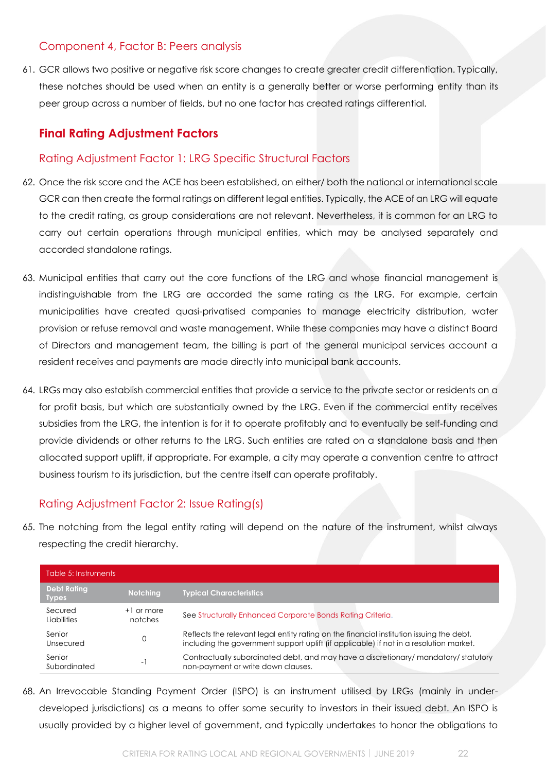### Component 4, Factor B: Peers analysis

61. GCR allows two positive or negative risk score changes to create greater credit differentiation. Typically, these notches should be used when an entity is a generally better or worse performing entity than its peer group across a number of fields, but no one factor has created ratings differential.

## Final Rating Adjustment Factors

### Rating Adjustment Factor 1: LRG Specific Structural Factors

62. Once the risk score and the ACE has been established, on either/ both the national or international scale GCR can then create the formal ratings on different legal entities. Typically, the ACE of an LRG will equate to the credit rating, as group considerations are not relevant. Nevertheless, it is common for an LRG to carry out certain operations through municipal entities, which may be analysed separately and accorded standalone ratings.

63. Municipal entities that carry out the core functions of the LRG and whose financial management is indistinguishable from the LRG are accorded the same rating as the LRG. For example, certain municipalities have created quasi-privatised companies to manage electricity distribution, water provision or refuse removal and waste management. While these companies may have a distinct Board of Directors and management team, the billing is part of the general municipal services account a resident receives and payments are made directly into municipal bank accounts.

64. LRGs may also establish commercial entities that provide a service to the private sector or residents on a for profit basis, but which are substantially owned by the LRG. Even if the commercial entity receives subsidies from the LRG, the intention is for it to operate profitably and to eventually be self-funding and provide dividends or other returns to the LRG. Such entities are rated on a standalone basis and then allocated support uplift, if appropriate. For example, a city may operate a convention centre to attract business tourism to its jurisdiction, but the centre itself can operate profitably.

### Rating Adjustment Factor 2: Issue Rating(s)

65. The notching from the legal entity rating will depend on the nature of the instrument, whilst always respecting the credit hierarchy.

Table 5: Instruments

| Debt Rating Types | Notching | Typical Characteristics |
|---|---|---|
| Secured Liabilities | +1 or more notches | See Structurally Enhanced Corporate Bonds Rating Criteria. |
| Senior Unsecured | 0 | Reflects the relevant legal entity rating on the financial institution issuing the debt, including the government support uplift (if applicable) if not in a resolution market. |
| Senior Subordinated | -1 | Contractually subordinated debt, and may have a discretionary/ mandatory/ statutory non-payment or write down clauses. |

68. An Irrevocable Standing Payment Order (ISPO) is an instrument utilised by LRGs (mainly in under-developed jurisdictions) as a means to offer some security to investors in their issued debt. An ISPO is usually provided by a higher level of government, and typically undertakes to honor the obligations to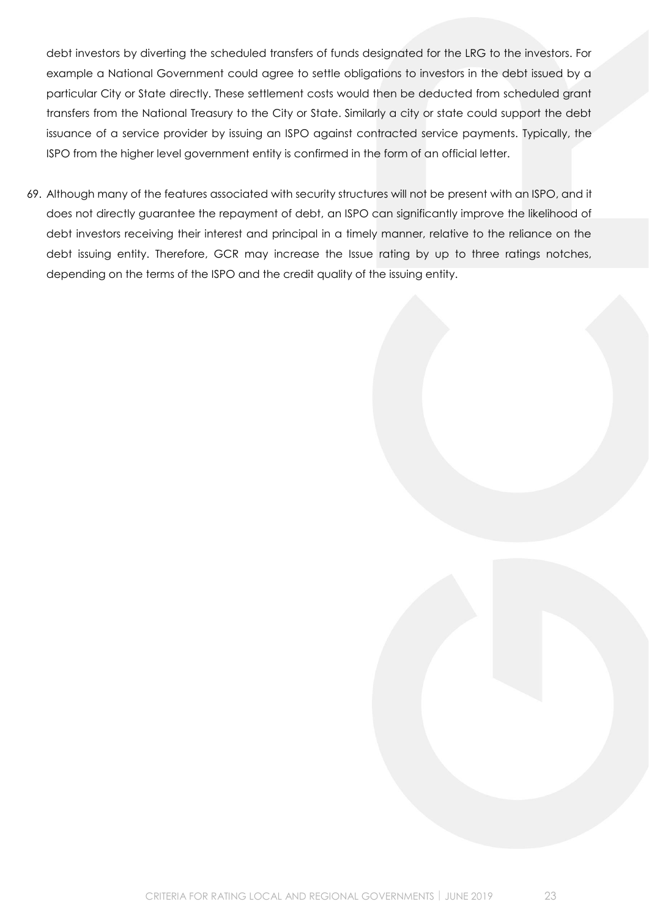debt investors by diverting the scheduled transfers of funds designated for the LRG to the investors. For example a National Government could agree to settle obligations to investors in the debt issued by a particular City or State directly. These settlement costs would then be deducted from scheduled grant transfers from the National Treasury to the City or State. Similarly a city or state could support the debt issuance of a service provider by issuing an ISPO against contracted service payments. Typically, the ISPO from the higher level government entity is confirmed in the form of an official letter.

69. Although many of the features associated with security structures will not be present with an ISPO, and it does not directly guarantee the repayment of debt, an ISPO can significantly improve the likelihood of debt investors receiving their interest and principal in a timely manner, relative to the reliance on the debt issuing entity. Therefore, GCR may increase the Issue rating by up to three ratings notches, depending on the terms of the ISPO and the credit quality of the issuing entity.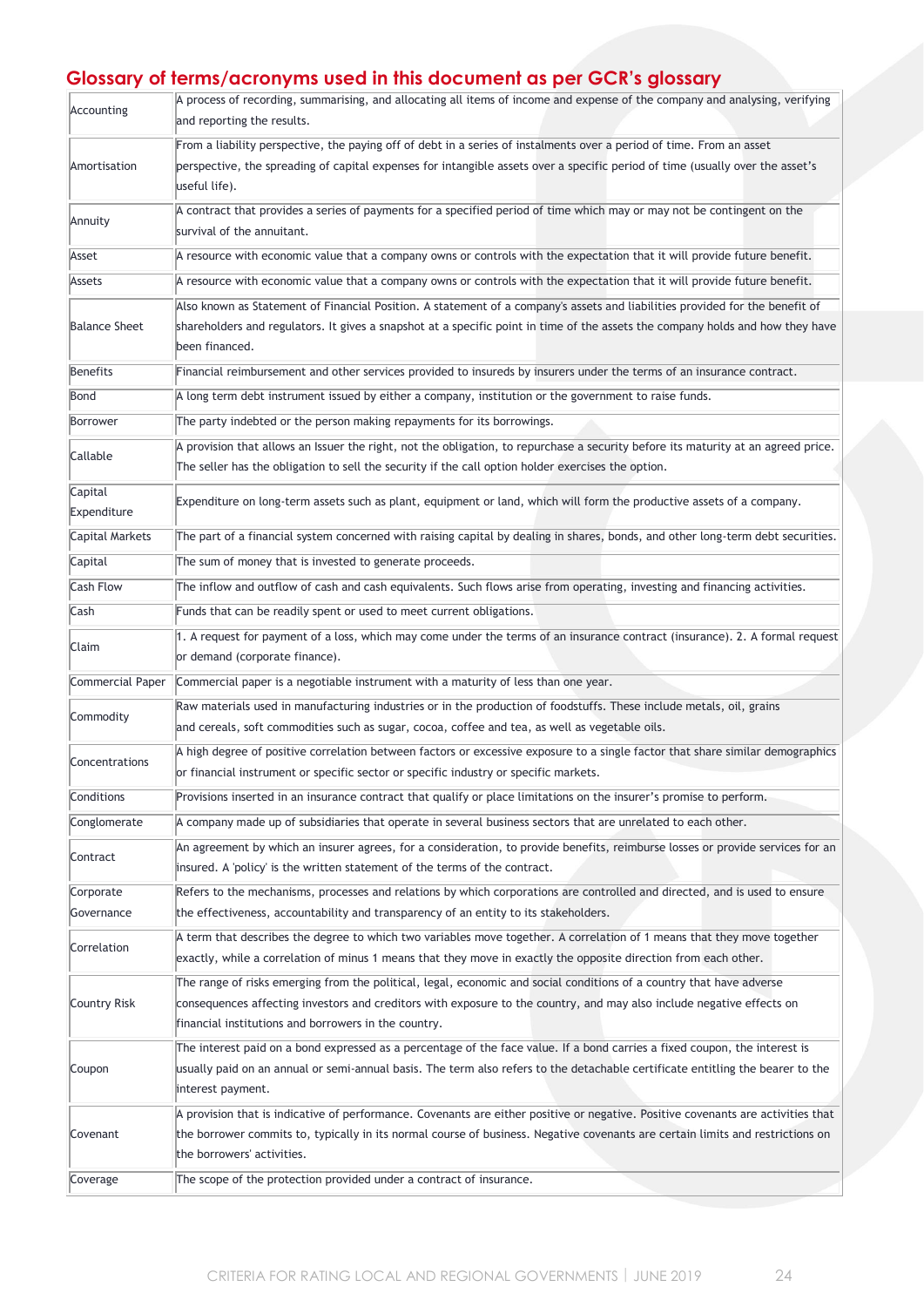## Glossary of terms/acronyms used in this document as per GCR's glossary

| Term | Definition |
|---|---|
| Accounting | A process of recording, summarising, and allocating all items of income and expense of the company and analysing, verifying and reporting the results. |
| Amortisation | From a liability perspective, the paying off of debt in a series of instalments over a period of time. From an asset perspective, the spreading of capital expenses for intangible assets over a specific period of time (usually over the asset's useful life). |
| Annuity | A contract that provides a series of payments for a specified period of time which may or may not be contingent on the survival of the annuitant. |
| Asset | A resource with economic value that a company owns or controls with the expectation that it will provide future benefit. |
| Assets | A resource with economic value that a company owns or controls with the expectation that it will provide future benefit. |
| Balance Sheet | Also known as Statement of Financial Position. A statement of a company's assets and liabilities provided for the benefit of shareholders and regulators. It gives a snapshot at a specific point in time of the assets the company holds and how they have been financed. |
| Benefits | Financial reimbursement and other services provided to insureds by insurers under the terms of an insurance contract. |
| Bond | A long term debt instrument issued by either a company, institution or the government to raise funds. |
| Borrower | The party indebted or the person making repayments for its borrowings. |
| Callable | A provision that allows an Issuer the right, not the obligation, to repurchase a security before its maturity at an agreed price. The seller has the obligation to sell the security if the call option holder exercises the option. |
| Capital Expenditure | Expenditure on long-term assets such as plant, equipment or land, which will form the productive assets of a company. |
| Capital Markets | The part of a financial system concerned with raising capital by dealing in shares, bonds, and other long-term debt securities. |
| Capital | The sum of money that is invested to generate proceeds. |
| Cash Flow | The inflow and outflow of cash and cash equivalents. Such flows arise from operating, investing and financing activities. |
| Cash | Funds that can be readily spent or used to meet current obligations. |
| Claim | 1. A request for payment of a loss, which may come under the terms of an insurance contract (insurance). 2. A formal request or demand (corporate finance). |
| Commercial Paper | Commercial paper is a negotiable instrument with a maturity of less than one year. |
| Commodity | Raw materials used in manufacturing industries or in the production of foodstuffs. These include metals, oil, grains and cereals, soft commodities such as sugar, cocoa, coffee and tea, as well as vegetable oils. |
| Concentrations | A high degree of positive correlation between factors or excessive exposure to a single factor that share similar demographics or financial instrument or specific sector or specific industry or specific markets. |
| Conditions | Provisions inserted in an insurance contract that qualify or place limitations on the insurer's promise to perform. |
| Conglomerate | A company made up of subsidiaries that operate in several business sectors that are unrelated to each other. |
| Contract | An agreement by which an insurer agrees, for a consideration, to provide benefits, reimburse losses or provide services for an insured. A 'policy' is the written statement of the terms of the contract. |
| Corporate Governance | Refers to the mechanisms, processes and relations by which corporations are controlled and directed, and is used to ensure the effectiveness, accountability and transparency of an entity to its stakeholders. |
| Correlation | A term that describes the degree to which two variables move together. A correlation of 1 means that they move together exactly, while a correlation of minus 1 means that they move in exactly the opposite direction from each other. |
| Country Risk | The range of risks emerging from the political, legal, economic and social conditions of a country that have adverse consequences affecting investors and creditors with exposure to the country, and may also include negative effects on financial institutions and borrowers in the country. |
| Coupon | The interest paid on a bond expressed as a percentage of the face value. If a bond carries a fixed coupon, the interest is usually paid on an annual or semi-annual basis. The term also refers to the detachable certificate entitling the bearer to the interest payment. |
| Covenant | A provision that is indicative of performance. Covenants are either positive or negative. Positive covenants are activities that the borrower commits to, typically in its normal course of business. Negative covenants are certain limits and restrictions on the borrowers' activities. |
| Coverage | The scope of the protection provided under a contract of insurance. |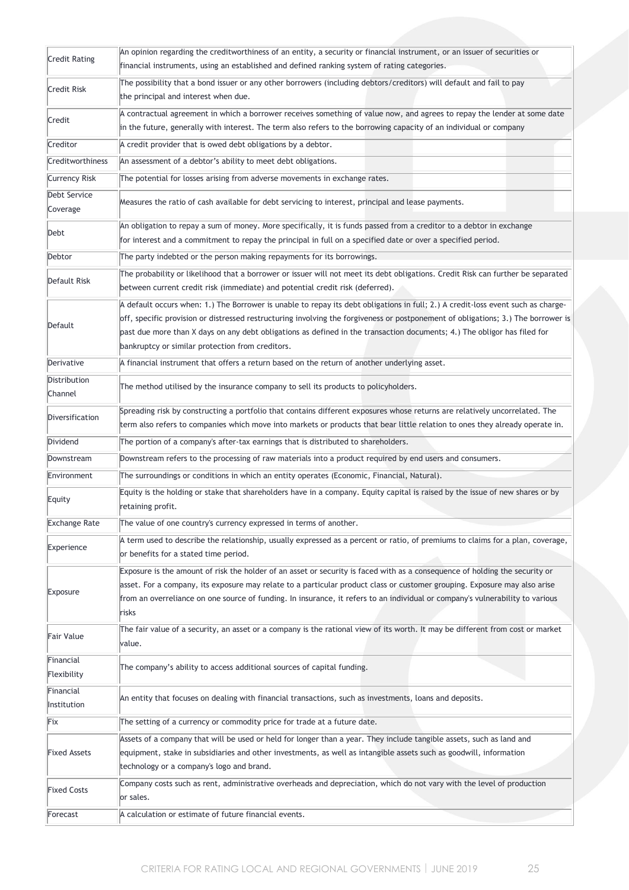| | |
|---|---|
| Credit Rating | An opinion regarding the creditworthiness of an entity, a security or financial instrument, or an issuer of securities or financial instruments, using an established and defined ranking system of rating categories. |
| Credit Risk | The possibility that a bond issuer or any other borrowers (including debtors/creditors) will default and fail to pay the principal and interest when due. |
| Credit | A contractual agreement in which a borrower receives something of value now, and agrees to repay the lender at some date in the future, generally with interest. The term also refers to the borrowing capacity of an individual or company |
| Creditor | A credit provider that is owed debt obligations by a debtor. |
| Creditworthiness | An assessment of a debtor's ability to meet debt obligations. |
| Currency Risk | The potential for losses arising from adverse movements in exchange rates. |
| Debt Service Coverage | Measures the ratio of cash available for debt servicing to interest, principal and lease payments. |
| Debt | An obligation to repay a sum of money. More specifically, it is funds passed from a creditor to a debtor in exchange for interest and a commitment to repay the principal in full on a specified date or over a specified period. |
| Debtor | The party indebted or the person making repayments for its borrowings. |
| Default Risk | The probability or likelihood that a borrower or issuer will not meet its debt obligations. Credit Risk can further be separated between current credit risk (immediate) and potential credit risk (deferred). |
| Default | A default occurs when: 1.) The Borrower is unable to repay its debt obligations in full; 2.) A credit-loss event such as charge-off, specific provision or distressed restructuring involving the forgiveness or postponement of obligations; 3.) The borrower is past due more than X days on any debt obligations as defined in the transaction documents; 4.) The obligor has filed for bankruptcy or similar protection from creditors. |
| Derivative | A financial instrument that offers a return based on the return of another underlying asset. |
| Distribution Channel | The method utilised by the insurance company to sell its products to policyholders. |
| Diversification | Spreading risk by constructing a portfolio that contains different exposures whose returns are relatively uncorrelated. The term also refers to companies which move into markets or products that bear little relation to ones they already operate in. |
| Dividend | The portion of a company's after-tax earnings that is distributed to shareholders. |
| Downstream | Downstream refers to the processing of raw materials into a product required by end users and consumers. |
| Environment | The surroundings or conditions in which an entity operates (Economic, Financial, Natural). |
| Equity | Equity is the holding or stake that shareholders have in a company. Equity capital is raised by the issue of new shares or by retaining profit. |
| Exchange Rate | The value of one country's currency expressed in terms of another. |
| Experience | A term used to describe the relationship, usually expressed as a percent or ratio, of premiums to claims for a plan, coverage, or benefits for a stated time period. |
| Exposure | Exposure is the amount of risk the holder of an asset or security is faced with as a consequence of holding the security or asset. For a company, its exposure may relate to a particular product class or customer grouping. Exposure may also arise from an overreliance on one source of funding. In insurance, it refers to an individual or company's vulnerability to various risks |
| Fair Value | The fair value of a security, an asset or a company is the rational view of its worth. It may be different from cost or market value. |
| Financial Flexibility | The company's ability to access additional sources of capital funding. |
| Financial Institution | An entity that focuses on dealing with financial transactions, such as investments, loans and deposits. |
| Fix | The setting of a currency or commodity price for trade at a future date. |
| Fixed Assets | Assets of a company that will be used or held for longer than a year. They include tangible assets, such as land and equipment, stake in subsidiaries and other investments, as well as intangible assets such as goodwill, information technology or a company's logo and brand. |
| Fixed Costs | Company costs such as rent, administrative overheads and depreciation, which do not vary with the level of production or sales. |
| Forecast | A calculation or estimate of future financial events. |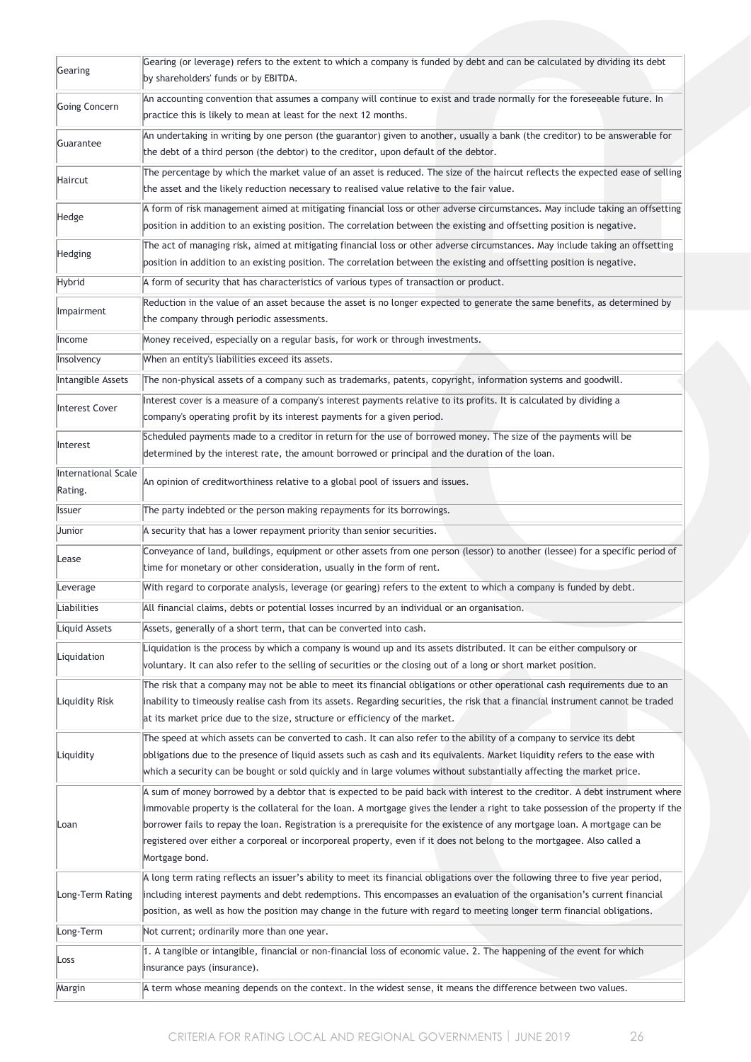| | |
|---|---|
| Gearing | Gearing (or leverage) refers to the extent to which a company is funded by debt and can be calculated by dividing its debt by shareholders' funds or by EBITDA. |
| Going Concern | An accounting convention that assumes a company will continue to exist and trade normally for the foreseeable future. In practice this is likely to mean at least for the next 12 months. |
| Guarantee | An undertaking in writing by one person (the guarantor) given to another, usually a bank (the creditor) to be answerable for the debt of a third person (the debtor) to the creditor, upon default of the debtor. |
| Haircut | The percentage by which the market value of an asset is reduced. The size of the haircut reflects the expected ease of selling the asset and the likely reduction necessary to realised value relative to the fair value. |
| Hedge | A form of risk management aimed at mitigating financial loss or other adverse circumstances. May include taking an offsetting position in addition to an existing position. The correlation between the existing and offsetting position is negative. |
| Hedging | The act of managing risk, aimed at mitigating financial loss or other adverse circumstances. May include taking an offsetting position in addition to an existing position. The correlation between the existing and offsetting position is negative. |
| Hybrid | A form of security that has characteristics of various types of transaction or product. |
| Impairment | Reduction in the value of an asset because the asset is no longer expected to generate the same benefits, as determined by the company through periodic assessments. |
| Income | Money received, especially on a regular basis, for work or through investments. |
| Insolvency | When an entity's liabilities exceed its assets. |
| Intangible Assets | The non-physical assets of a company such as trademarks, patents, copyright, information systems and goodwill. |
| Interest Cover | Interest cover is a measure of a company's interest payments relative to its profits. It is calculated by dividing a company's operating profit by its interest payments for a given period. |
| Interest | Scheduled payments made to a creditor in return for the use of borrowed money. The size of the payments will be determined by the interest rate, the amount borrowed or principal and the duration of the loan. |
| International Scale Rating. | An opinion of creditworthiness relative to a global pool of issuers and issues. |
| Issuer | The party indebted or the person making repayments for its borrowings. |
| Junior | A security that has a lower repayment priority than senior securities. |
| Lease | Conveyance of land, buildings, equipment or other assets from one person (lessor) to another (lessee) for a specific period of time for monetary or other consideration, usually in the form of rent. |
| Leverage | With regard to corporate analysis, leverage (or gearing) refers to the extent to which a company is funded by debt. |
| Liabilities | All financial claims, debts or potential losses incurred by an individual or an organisation. |
| Liquid Assets | Assets, generally of a short term, that can be converted into cash. |
| Liquidation | Liquidation is the process by which a company is wound up and its assets distributed. It can be either compulsory or voluntary. It can also refer to the selling of securities or the closing out of a long or short market position. |
| Liquidity Risk | The risk that a company may not be able to meet its financial obligations or other operational cash requirements due to an inability to timeously realise cash from its assets. Regarding securities, the risk that a financial instrument cannot be traded at its market price due to the size, structure or efficiency of the market. |
| Liquidity | The speed at which assets can be converted to cash. It can also refer to the ability of a company to service its debt obligations due to the presence of liquid assets such as cash and its equivalents. Market liquidity refers to the ease with which a security can be bought or sold quickly and in large volumes without substantially affecting the market price. |
| Loan | A sum of money borrowed by a debtor that is expected to be paid back with interest to the creditor. A debt instrument where immovable property is the collateral for the loan. A mortgage gives the lender a right to take possession of the property if the borrower fails to repay the loan. Registration is a prerequisite for the existence of any mortgage loan. A mortgage can be registered over either a corporeal or incorporeal property, even if it does not belong to the mortgagee. Also called a Mortgage bond. |
| Long-Term Rating | A long term rating reflects an issuer's ability to meet its financial obligations over the following three to five year period, including interest payments and debt redemptions. This encompasses an evaluation of the organisation's current financial position, as well as how the position may change in the future with regard to meeting longer term financial obligations. |
| Long-Term | Not current; ordinarily more than one year. |
| Loss | 1. A tangible or intangible, financial or non-financial loss of economic value. 2. The happening of the event for which insurance pays (insurance). |
| Margin | A term whose meaning depends on the context. In the widest sense, it means the difference between two values. |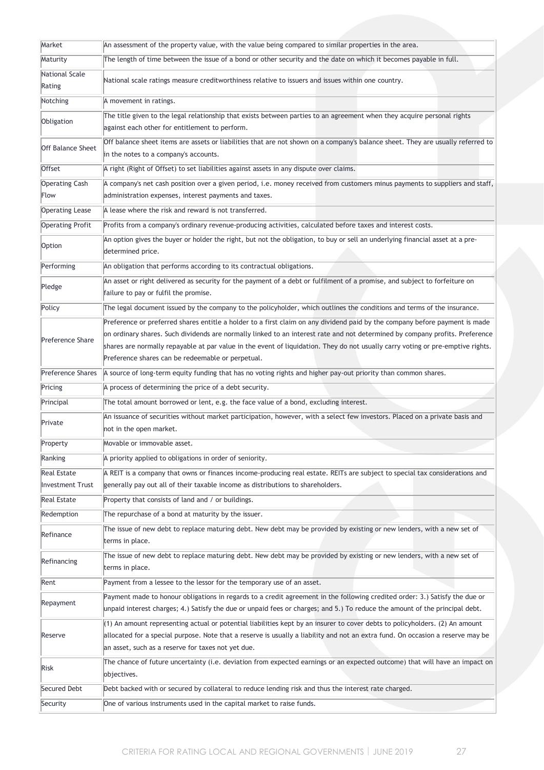| | |
|---|---|
| Market | An assessment of the property value, with the value being compared to similar properties in the area. |
| Maturity | The length of time between the issue of a bond or other security and the date on which it becomes payable in full. |
| National Scale Rating | National scale ratings measure creditworthiness relative to issuers and issues within one country. |
| Notching | A movement in ratings. |
| Obligation | The title given to the legal relationship that exists between parties to an agreement when they acquire personal rights against each other for entitlement to perform. |
| Off Balance Sheet | Off balance sheet items are assets or liabilities that are not shown on a company's balance sheet. They are usually referred to in the notes to a company's accounts. |
| Offset | A right (Right of Offset) to set liabilities against assets in any dispute over claims. |
| Operating Cash Flow | A company's net cash position over a given period, i.e. money received from customers minus payments to suppliers and staff, administration expenses, interest payments and taxes. |
| Operating Lease | A lease where the risk and reward is not transferred. |
| Operating Profit | Profits from a company's ordinary revenue-producing activities, calculated before taxes and interest costs. |
| Option | An option gives the buyer or holder the right, but not the obligation, to buy or sell an underlying financial asset at a pre-determined price. |
| Performing | An obligation that performs according to its contractual obligations. |
| Pledge | An asset or right delivered as security for the payment of a debt or fulfilment of a promise, and subject to forfeiture on failure to pay or fulfil the promise. |
| Policy | The legal document issued by the company to the policyholder, which outlines the conditions and terms of the insurance. |
| Preference Share | Preference or preferred shares entitle a holder to a first claim on any dividend paid by the company before payment is made on ordinary shares. Such dividends are normally linked to an interest rate and not determined by company profits. Preference shares are normally repayable at par value in the event of liquidation. They do not usually carry voting or pre-emptive rights. Preference shares can be redeemable or perpetual. |
| Preference Shares | A source of long-term equity funding that has no voting rights and higher pay-out priority than common shares. |
| Pricing | A process of determining the price of a debt security. |
| Principal | The total amount borrowed or lent, e.g. the face value of a bond, excluding interest. |
| Private | An issuance of securities without market participation, however, with a select few investors. Placed on a private basis and not in the open market. |
| Property | Movable or immovable asset. |
| Ranking | A priority applied to obligations in order of seniority. |
| Real Estate Investment Trust | A REIT is a company that owns or finances income-producing real estate. REITs are subject to special tax considerations and generally pay out all of their taxable income as distributions to shareholders. |
| Real Estate | Property that consists of land and / or buildings. |
| Redemption | The repurchase of a bond at maturity by the issuer. |
| Refinance | The issue of new debt to replace maturing debt. New debt may be provided by existing or new lenders, with a new set of terms in place. |
| Refinancing | The issue of new debt to replace maturing debt. New debt may be provided by existing or new lenders, with a new set of terms in place. |
| Rent | Payment from a lessee to the lessor for the temporary use of an asset. |
| Repayment | Payment made to honour obligations in regards to a credit agreement in the following credited order: 3.) Satisfy the due or unpaid interest charges; 4.) Satisfy the due or unpaid fees or charges; and 5.) To reduce the amount of the principal debt. |
| Reserve | (1) An amount representing actual or potential liabilities kept by an insurer to cover debts to policyholders. (2) An amount allocated for a special purpose. Note that a reserve is usually a liability and not an extra fund. On occasion a reserve may be an asset, such as a reserve for taxes not yet due. |
| Risk | The chance of future uncertainty (i.e. deviation from expected earnings or an expected outcome) that will have an impact on objectives. |
| Secured Debt | Debt backed with or secured by collateral to reduce lending risk and thus the interest rate charged. |
| Security | One of various instruments used in the capital market to raise funds. |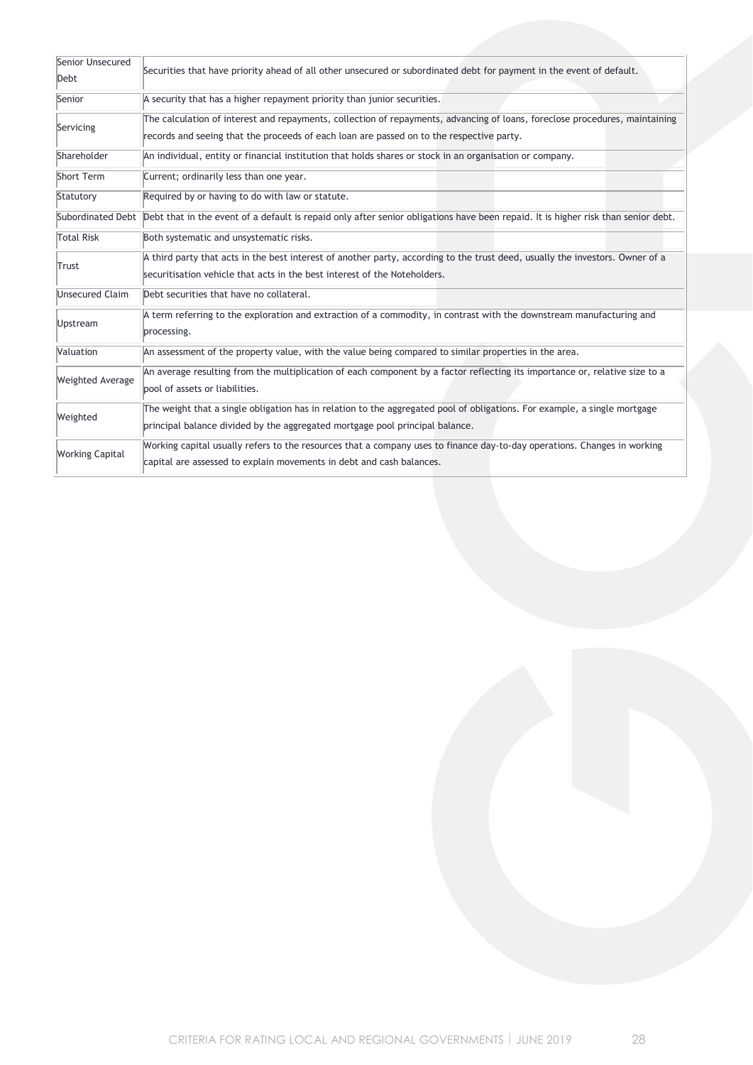| | |
|---|---|
| Senior Unsecured Debt | Securities that have priority ahead of all other unsecured or subordinated debt for payment in the event of default. |
| Senior | A security that has a higher repayment priority than junior securities. |
| Servicing | The calculation of interest and repayments, collection of repayments, advancing of loans, foreclose procedures, maintaining records and seeing that the proceeds of each loan are passed on to the respective party. |
| Shareholder | An individual, entity or financial institution that holds shares or stock in an organisation or company. |
| Short Term | Current; ordinarily less than one year. |
| Statutory | Required by or having to do with law or statute. |
| Subordinated Debt | Debt that in the event of a default is repaid only after senior obligations have been repaid. It is higher risk than senior debt. |
| Total Risk | Both systematic and unsystematic risks. |
| Trust | A third party that acts in the best interest of another party, according to the trust deed, usually the investors. Owner of a securitisation vehicle that acts in the best interest of the Noteholders. |
| Unsecured Claim | Debt securities that have no collateral. |
| Upstream | A term referring to the exploration and extraction of a commodity, in contrast with the downstream manufacturing and processing. |
| Valuation | An assessment of the property value, with the value being compared to similar properties in the area. |
| Weighted Average | An average resulting from the multiplication of each component by a factor reflecting its importance or, relative size to a pool of assets or liabilities. |
| Weighted | The weight that a single obligation has in relation to the aggregated pool of obligations. For example, a single mortgage principal balance divided by the aggregated mortgage pool principal balance. |
| Working Capital | Working capital usually refers to the resources that a company uses to finance day-to-day operations. Changes in working capital are assessed to explain movements in debt and cash balances. |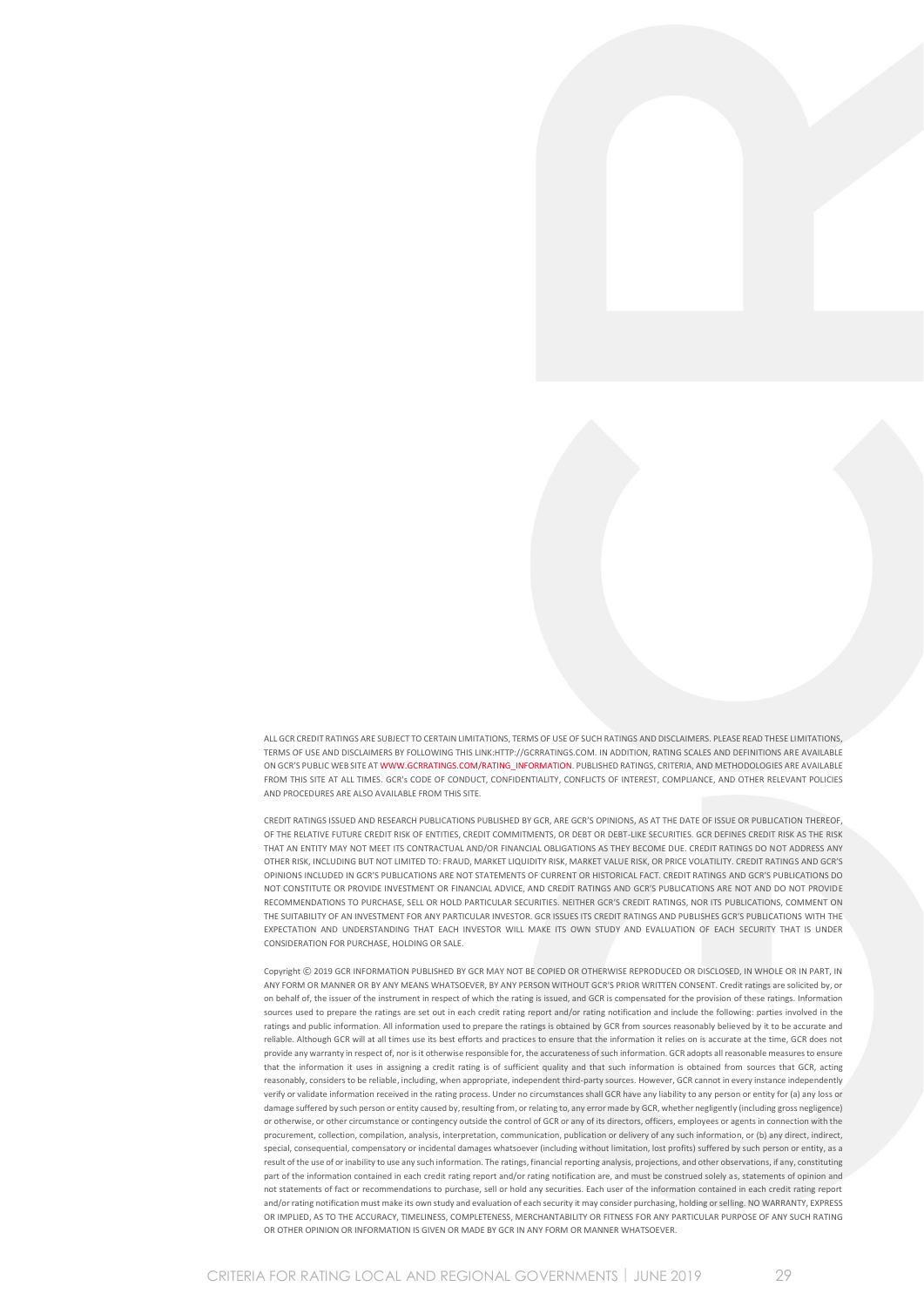ALL GCR CREDIT RATINGS ARE SUBJECT TO CERTAIN LIMITATIONS, TERMS OF USE OF SUCH RATINGS AND DISCLAIMERS. PLEASE READ THESE LIMITATIONS, TERMS OF USE AND DISCLAIMERS BY FOLLOWING THIS LINK:HTTP://GCRRATINGS.COM. IN ADDITION, RATING SCALES AND DEFINITIONS ARE AVAILABLE ON GCR'S PUBLIC WEB SITE AT WWW.GCRRATINGS.COM/RATING_INFORMATION. PUBLISHED RATINGS, CRITERIA, AND METHODOLOGIES ARE AVAILABLE FROM THIS SITE AT ALL TIMES. GCR's CODE OF CONDUCT, CONFIDENTIALITY, CONFLICTS OF INTEREST, COMPLIANCE, AND OTHER RELEVANT POLICIES AND PROCEDURES ARE ALSO AVAILABLE FROM THIS SITE.

CREDIT RATINGS ISSUED AND RESEARCH PUBLICATIONS PUBLISHED BY GCR, ARE GCR'S OPINIONS, AS AT THE DATE OF ISSUE OR PUBLICATION THEREOF, OF THE RELATIVE FUTURE CREDIT RISK OF ENTITIES, CREDIT COMMITMENTS, OR DEBT OR DEBT-LIKE SECURITIES. GCR DEFINES CREDIT RISK AS THE RISK THAT AN ENTITY MAY NOT MEET ITS CONTRACTUAL AND/OR FINANCIAL OBLIGATIONS AS THEY BECOME DUE. CREDIT RATINGS DO NOT ADDRESS ANY OTHER RISK, INCLUDING BUT NOT LIMITED TO: FRAUD, MARKET LIQUIDITY RISK, MARKET VALUE RISK, OR PRICE VOLATILITY. CREDIT RATINGS AND GCR'S OPINIONS INCLUDED IN GCR'S PUBLICATIONS ARE NOT STATEMENTS OF CURRENT OR HISTORICAL FACT. CREDIT RATINGS AND GCR'S PUBLICATIONS DO NOT CONSTITUTE OR PROVIDE INVESTMENT OR FINANCIAL ADVICE, AND CREDIT RATINGS AND GCR'S PUBLICATIONS ARE NOT AND DO NOT PROVIDE RECOMMENDATIONS TO PURCHASE, SELL OR HOLD PARTICULAR SECURITIES. NEITHER GCR'S CREDIT RATINGS, NOR ITS PUBLICATIONS, COMMENT ON THE SUITABILITY OF AN INVESTMENT FOR ANY PARTICULAR INVESTOR. GCR ISSUES ITS CREDIT RATINGS AND PUBLISHES GCR'S PUBLICATIONS WITH THE EXPECTATION AND UNDERSTANDING THAT EACH INVESTOR WILL MAKE ITS OWN STUDY AND EVALUATION OF EACH SECURITY THAT IS UNDER CONSIDERATION FOR PURCHASE, HOLDING OR SALE.

Copyright © 2019 GCR INFORMATION PUBLISHED BY GCR MAY NOT BE COPIED OR OTHERWISE REPRODUCED OR DISCLOSED, IN WHOLE OR IN PART, IN ANY FORM OR MANNER OR BY ANY MEANS WHATSOEVER, BY ANY PERSON WITHOUT GCR'S PRIOR WRITTEN CONSENT. Credit ratings are solicited by, or on behalf of, the issuer of the instrument in respect of which the rating is issued, and GCR is compensated for the provision of these ratings. Information sources used to prepare the ratings are set out in each credit rating report and/or rating notification and include the following: parties involved in the ratings and public information. All information used to prepare the ratings is obtained by GCR from sources reasonably believed by it to be accurate and reliable. Although GCR will at all times use its best efforts and practices to ensure that the information it relies on is accurate at the time, GCR does not provide any warranty in respect of, nor is it otherwise responsible for, the accurateness of such information. GCR adopts all reasonable measures to ensure that the information it uses in assigning a credit rating is of sufficient quality and that such information is obtained from sources that GCR, acting reasonably, considers to be reliable, including, when appropriate, independent third-party sources. However, GCR cannot in every instance independently verify or validate information received in the rating process. Under no circumstances shall GCR have any liability to any person or entity for (a) any loss or damage suffered by such person or entity caused by, resulting from, or relating to, any error made by GCR, whether negligently (including gross negligence) or otherwise, or other circumstance or contingency outside the control of GCR or any of its directors, officers, employees or agents in connection with the procurement, collection, compilation, analysis, interpretation, communication, publication or delivery of any such information, or (b) any direct, indirect, special, consequential, compensatory or incidental damages whatsoever (including without limitation, lost profits) suffered by such person or entity, as a result of the use of or inability to use any such information. The ratings, financial reporting analysis, projections, and other observations, if any, constituting part of the information contained in each credit rating report and/or rating notification are, and must be construed solely as, statements of opinion and not statements of fact or recommendations to purchase, sell or hold any securities. Each user of the information contained in each credit rating report and/or rating notification must make its own study and evaluation of each security it may consider purchasing, holding or selling. NO WARRANTY, EXPRESS OR IMPLIED, AS TO THE ACCURACY, TIMELINESS, COMPLETENESS, MERCHANTABILITY OR FITNESS FOR ANY PARTICULAR PURPOSE OF ANY SUCH RATING OR OTHER OPINION OR INFORMATION IS GIVEN OR MADE BY GCR IN ANY FORM OR MANNER WHATSOEVER.